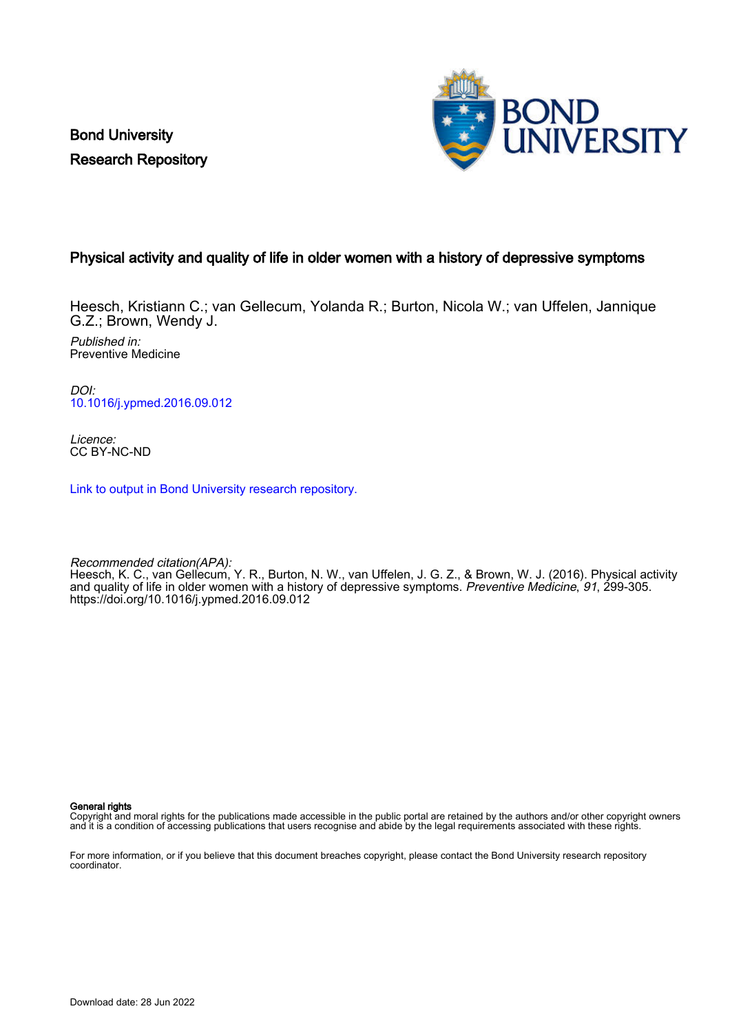Bond University
Research Repository

# Physical activity and quality of life in older women with a history of depressive symptoms

Heesch, Kristiann C.; van Gellecum, Yolanda R.; Burton, Nicola W.; van Uffelen, Jannique G.Z.; Brown, Wendy J.

*Published in:*
Preventive Medicine

*DOI:*
10.1016/j.ypmed.2016.09.012

*Licence:*
CC BY-NC-ND

Link to output in Bond University research repository.

*Recommended citation(APA):*
Heesch, K. C., van Gellecum, Y. R., Burton, N. W., van Uffelen, J. G. Z., & Brown, W. J. (2016). Physical activity and quality of life in older women with a history of depressive symptoms. *Preventive Medicine*, *91*, 299-305. https://doi.org/10.1016/j.ypmed.2016.09.012

**General rights**
Copyright and moral rights for the publications made accessible in the public portal are retained by the authors and/or other copyright owners and it is a condition of accessing publications that users recognise and abide by the legal requirements associated with these rights.

For more information, or if you believe that this document breaches copyright, please contact the Bond University research repository coordinator.

Download date: 28 Jun 2022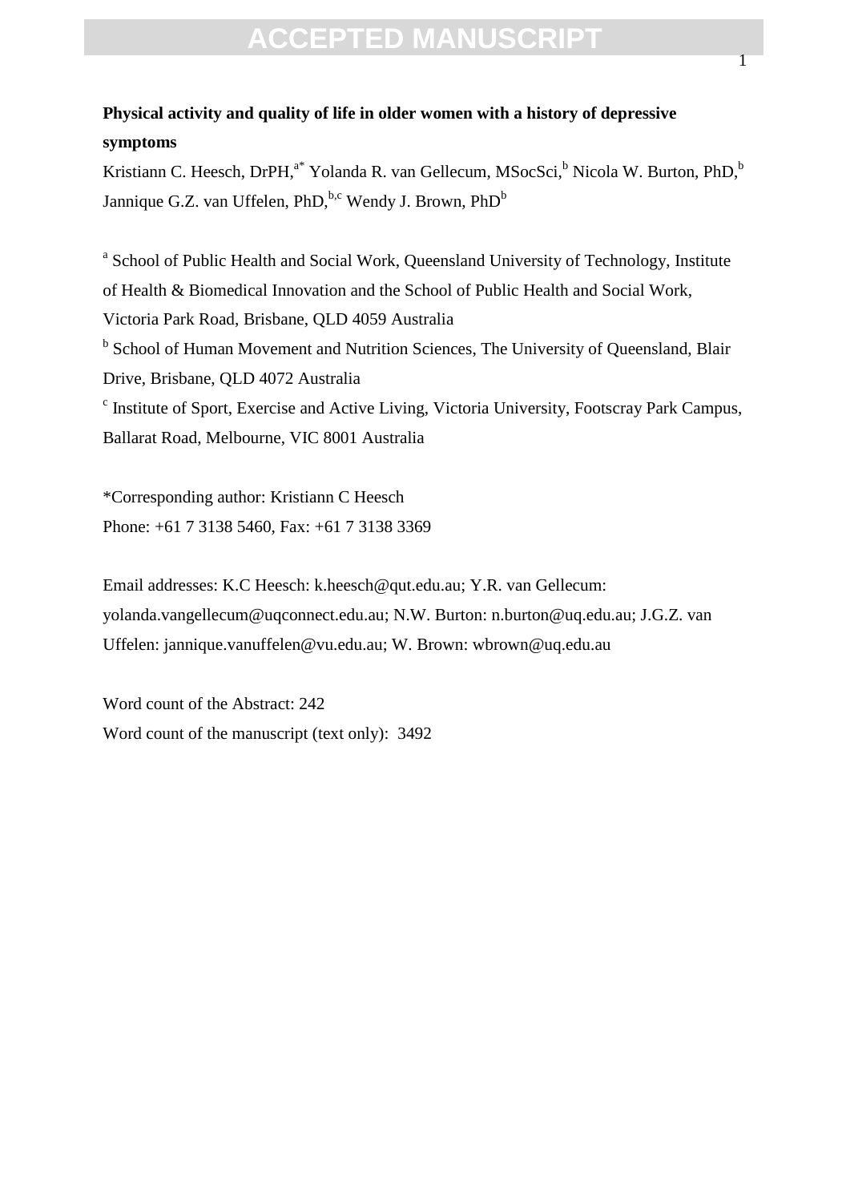**Physical activity and quality of life in older women with a history of depressive symptoms**

Kristiann C. Heesch, DrPH,[a*] Yolanda R. van Gellecum, MSocSci,[b] Nicola W. Burton, PhD,[b] Jannique G.Z. van Uffelen, PhD,[b,c] Wendy J. Brown, PhD[b]

[a] School of Public Health and Social Work, Queensland University of Technology, Institute of Health & Biomedical Innovation and the School of Public Health and Social Work, Victoria Park Road, Brisbane, QLD 4059 Australia

[b] School of Human Movement and Nutrition Sciences, The University of Queensland, Blair Drive, Brisbane, QLD 4072 Australia

[c] Institute of Sport, Exercise and Active Living, Victoria University, Footscray Park Campus, Ballarat Road, Melbourne, VIC 8001 Australia

*Corresponding author: Kristiann C Heesch

Phone: +61 7 3138 5460, Fax: +61 7 3138 3369

Email addresses: K.C Heesch: k.heesch@qut.edu.au; Y.R. van Gellecum: yolanda.vangellecum@uqconnect.edu.au; N.W. Burton: n.burton@uq.edu.au; J.G.Z. van Uffelen: jannique.vanuffelen@vu.edu.au; W. Brown: wbrown@uq.edu.au

Word count of the Abstract: 242

Word count of the manuscript (text only): 3492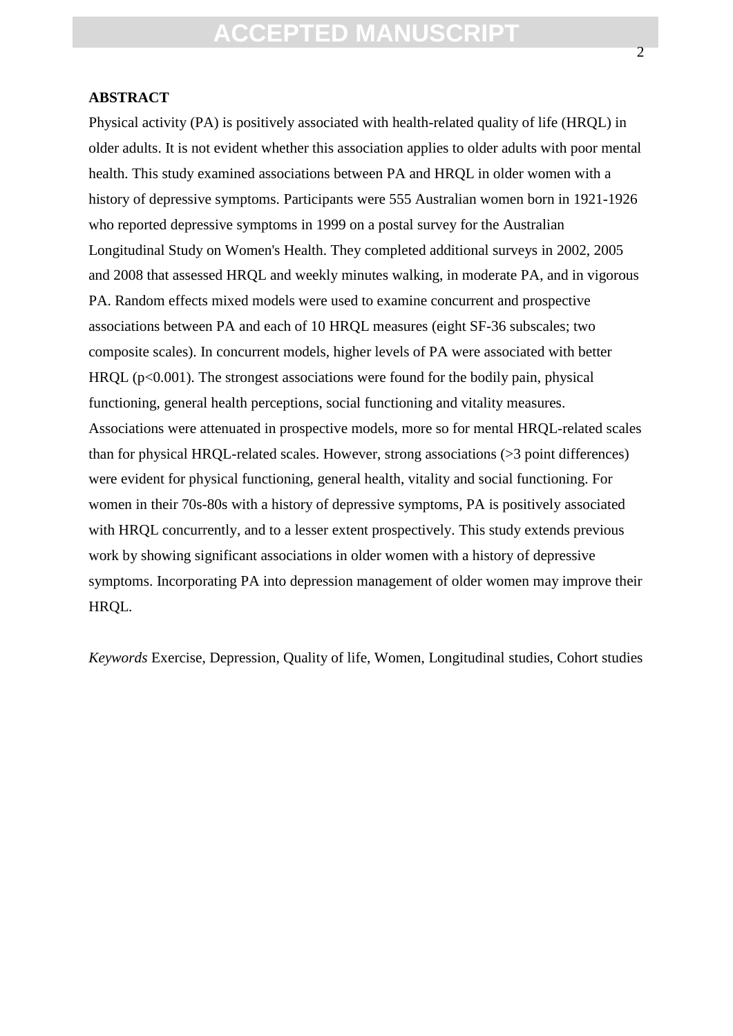## ABSTRACT

Physical activity (PA) is positively associated with health-related quality of life (HRQL) in older adults. It is not evident whether this association applies to older adults with poor mental health. This study examined associations between PA and HRQL in older women with a history of depressive symptoms. Participants were 555 Australian women born in 1921-1926 who reported depressive symptoms in 1999 on a postal survey for the Australian Longitudinal Study on Women's Health. They completed additional surveys in 2002, 2005 and 2008 that assessed HRQL and weekly minutes walking, in moderate PA, and in vigorous PA. Random effects mixed models were used to examine concurrent and prospective associations between PA and each of 10 HRQL measures (eight SF-36 subscales; two composite scales). In concurrent models, higher levels of PA were associated with better HRQL ($p<0.001$). The strongest associations were found for the bodily pain, physical functioning, general health perceptions, social functioning and vitality measures. Associations were attenuated in prospective models, more so for mental HRQL-related scales than for physical HRQL-related scales. However, strong associations (>3 point differences) were evident for physical functioning, general health, vitality and social functioning. For women in their 70s-80s with a history of depressive symptoms, PA is positively associated with HRQL concurrently, and to a lesser extent prospectively. This study extends previous work by showing significant associations in older women with a history of depressive symptoms. Incorporating PA into depression management of older women may improve their HRQL.

*Keywords* Exercise, Depression, Quality of life, Women, Longitudinal studies, Cohort studies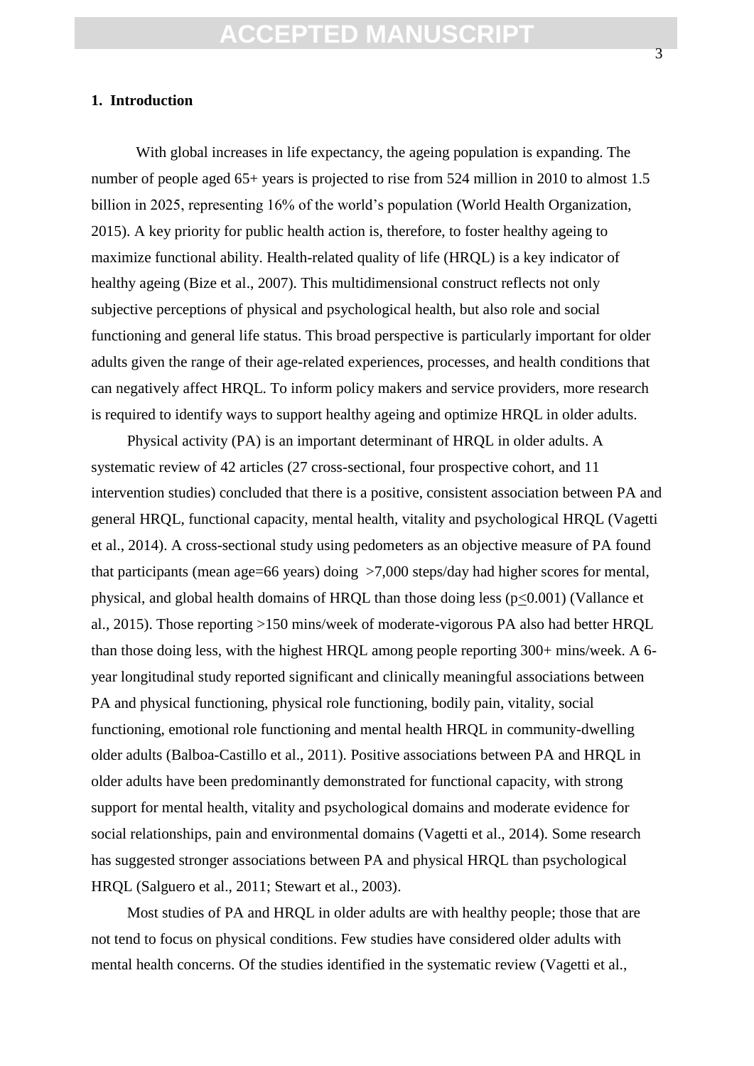## 1. Introduction

With global increases in life expectancy, the ageing population is expanding. The number of people aged 65+ years is projected to rise from 524 million in 2010 to almost 1.5 billion in 2025, representing 16% of the world's population (World Health Organization, 2015). A key priority for public health action is, therefore, to foster healthy ageing to maximize functional ability. Health-related quality of life (HRQL) is a key indicator of healthy ageing (Bize et al., 2007). This multidimensional construct reflects not only subjective perceptions of physical and psychological health, but also role and social functioning and general life status. This broad perspective is particularly important for older adults given the range of their age-related experiences, processes, and health conditions that can negatively affect HRQL. To inform policy makers and service providers, more research is required to identify ways to support healthy ageing and optimize HRQL in older adults.

Physical activity (PA) is an important determinant of HRQL in older adults. A systematic review of 42 articles (27 cross-sectional, four prospective cohort, and 11 intervention studies) concluded that there is a positive, consistent association between PA and general HRQL, functional capacity, mental health, vitality and psychological HRQL (Vagetti et al., 2014). A cross-sectional study using pedometers as an objective measure of PA found that participants (mean age=66 years) doing >7,000 steps/day had higher scores for mental, physical, and global health domains of HRQL than those doing less ($p \leq 0.001$) (Vallance et al., 2015). Those reporting >150 mins/week of moderate-vigorous PA also had better HRQL than those doing less, with the highest HRQL among people reporting 300+ mins/week. A 6-year longitudinal study reported significant and clinically meaningful associations between PA and physical functioning, physical role functioning, bodily pain, vitality, social functioning, emotional role functioning and mental health HRQL in community-dwelling older adults (Balboa-Castillo et al., 2011). Positive associations between PA and HRQL in older adults have been predominantly demonstrated for functional capacity, with strong support for mental health, vitality and psychological domains and moderate evidence for social relationships, pain and environmental domains (Vagetti et al., 2014). Some research has suggested stronger associations between PA and physical HRQL than psychological HRQL (Salguero et al., 2011; Stewart et al., 2003).

Most studies of PA and HRQL in older adults are with healthy people; those that are not tend to focus on physical conditions. Few studies have considered older adults with mental health concerns. Of the studies identified in the systematic review (Vagetti et al.,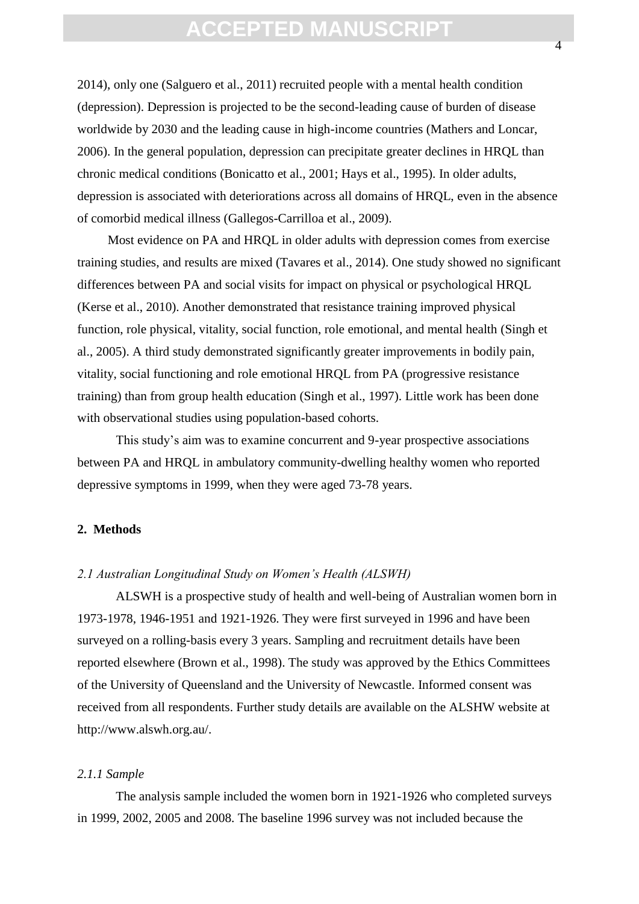2014), only one (Salguero et al., 2011) recruited people with a mental health condition (depression). Depression is projected to be the second-leading cause of burden of disease worldwide by 2030 and the leading cause in high-income countries (Mathers and Loncar, 2006). In the general population, depression can precipitate greater declines in HRQL than chronic medical conditions (Bonicatto et al., 2001; Hays et al., 1995). In older adults, depression is associated with deteriorations across all domains of HRQL, even in the absence of comorbid medical illness (Gallegos-Carrilloa et al., 2009).

Most evidence on PA and HRQL in older adults with depression comes from exercise training studies, and results are mixed (Tavares et al., 2014). One study showed no significant differences between PA and social visits for impact on physical or psychological HRQL (Kerse et al., 2010). Another demonstrated that resistance training improved physical function, role physical, vitality, social function, role emotional, and mental health (Singh et al., 2005). A third study demonstrated significantly greater improvements in bodily pain, vitality, social functioning and role emotional HRQL from PA (progressive resistance training) than from group health education (Singh et al., 1997). Little work has been done with observational studies using population-based cohorts.

This study's aim was to examine concurrent and 9-year prospective associations between PA and HRQL in ambulatory community-dwelling healthy women who reported depressive symptoms in 1999, when they were aged 73-78 years.

## 2. Methods

### *2.1 Australian Longitudinal Study on Women's Health (ALSWH)*

ALSWH is a prospective study of health and well-being of Australian women born in 1973-1978, 1946-1951 and 1921-1926. They were first surveyed in 1996 and have been surveyed on a rolling-basis every 3 years. Sampling and recruitment details have been reported elsewhere (Brown et al., 1998). The study was approved by the Ethics Committees of the University of Queensland and the University of Newcastle. Informed consent was received from all respondents. Further study details are available on the ALSHW website at http://www.alswh.org.au/.

#### *2.1.1 Sample*

The analysis sample included the women born in 1921-1926 who completed surveys in 1999, 2002, 2005 and 2008. The baseline 1996 survey was not included because the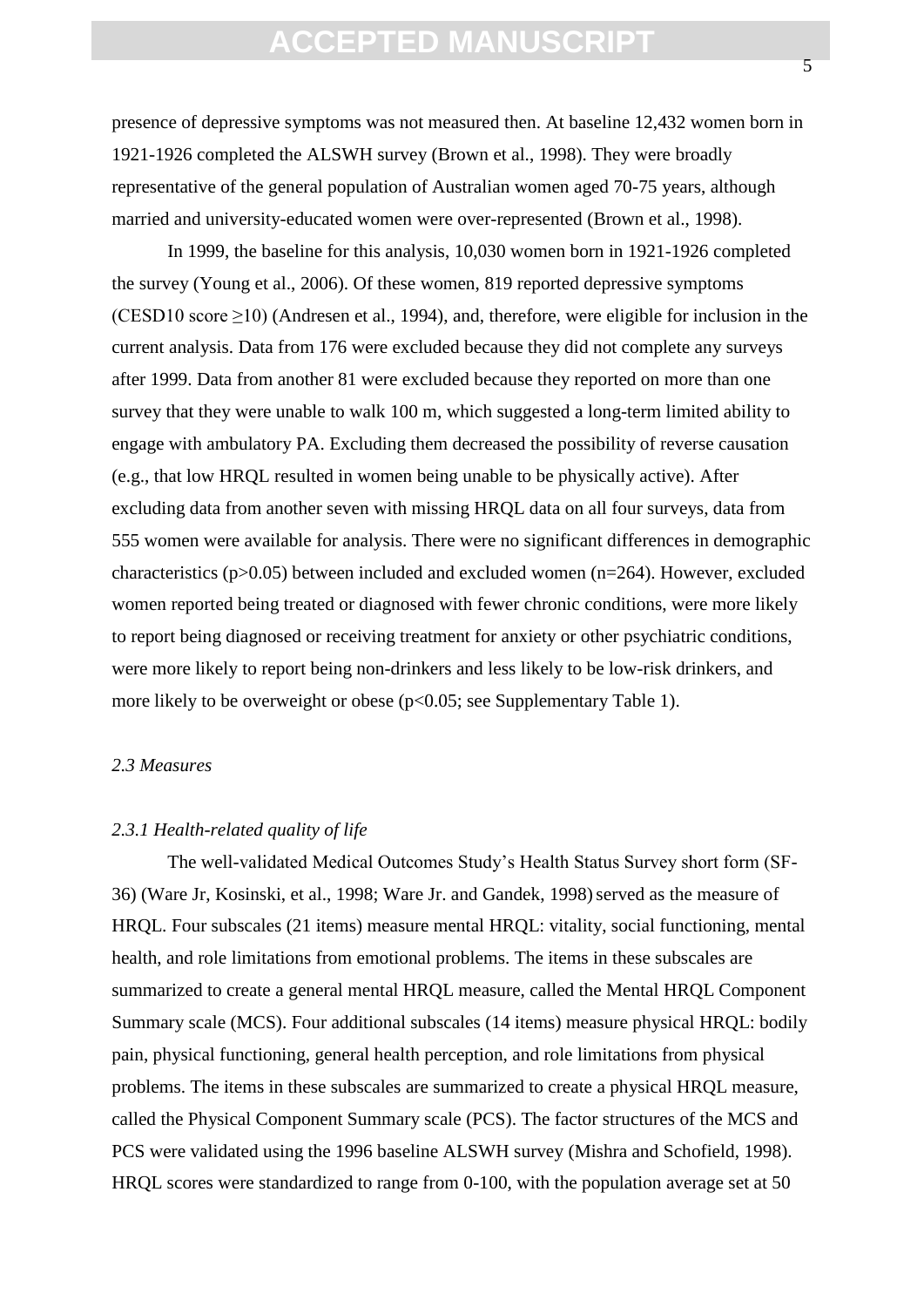presence of depressive symptoms was not measured then. At baseline 12,432 women born in 1921-1926 completed the ALSWH survey (Brown et al., 1998). They were broadly representative of the general population of Australian women aged 70-75 years, although married and university-educated women were over-represented (Brown et al., 1998).

In 1999, the baseline for this analysis, 10,030 women born in 1921-1926 completed the survey (Young et al., 2006). Of these women, 819 reported depressive symptoms (CESD10 score ≥10) (Andresen et al., 1994), and, therefore, were eligible for inclusion in the current analysis. Data from 176 were excluded because they did not complete any surveys after 1999. Data from another 81 were excluded because they reported on more than one survey that they were unable to walk 100 m, which suggested a long-term limited ability to engage with ambulatory PA. Excluding them decreased the possibility of reverse causation (e.g., that low HRQL resulted in women being unable to be physically active). After excluding data from another seven with missing HRQL data on all four surveys, data from 555 women were available for analysis. There were no significant differences in demographic characteristics ($p>0.05$) between included and excluded women (n=264). However, excluded women reported being treated or diagnosed with fewer chronic conditions, were more likely to report being diagnosed or receiving treatment for anxiety or other psychiatric conditions, were more likely to report being non-drinkers and less likely to be low-risk drinkers, and more likely to be overweight or obese ($p<0.05$; see Supplementary Table 1).

### *2.3 Measures*

#### *2.3.1 Health-related quality of life*

The well-validated Medical Outcomes Study's Health Status Survey short form (SF-36) (Ware Jr, Kosinski, et al., 1998; Ware Jr. and Gandek, 1998) served as the measure of HRQL. Four subscales (21 items) measure mental HRQL: vitality, social functioning, mental health, and role limitations from emotional problems. The items in these subscales are summarized to create a general mental HRQL measure, called the Mental HRQL Component Summary scale (MCS). Four additional subscales (14 items) measure physical HRQL: bodily pain, physical functioning, general health perception, and role limitations from physical problems. The items in these subscales are summarized to create a physical HRQL measure, called the Physical Component Summary scale (PCS). The factor structures of the MCS and PCS were validated using the 1996 baseline ALSWH survey (Mishra and Schofield, 1998). HRQL scores were standardized to range from 0-100, with the population average set at 50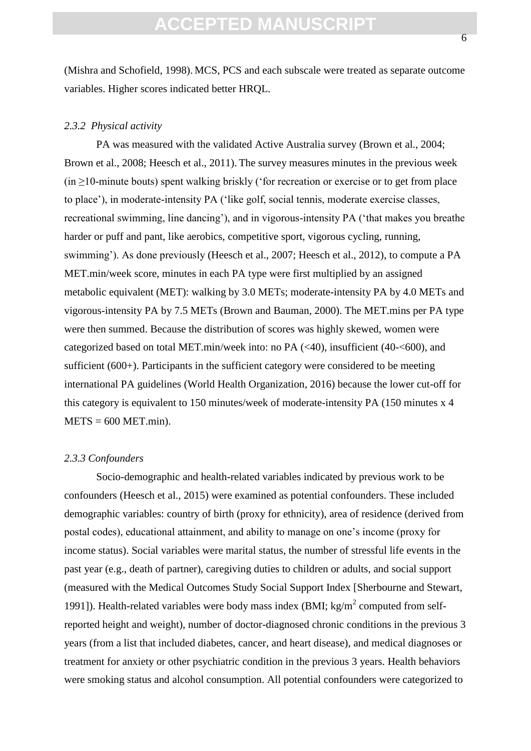(Mishra and Schofield, 1998). MCS, PCS and each subscale were treated as separate outcome variables. Higher scores indicated better HRQL.

### *2.3.2 Physical activity*

PA was measured with the validated Active Australia survey (Brown et al., 2004; Brown et al., 2008; Heesch et al., 2011). The survey measures minutes in the previous week (in ≥10-minute bouts) spent walking briskly ('for recreation or exercise or to get from place to place'), in moderate-intensity PA ('like golf, social tennis, moderate exercise classes, recreational swimming, line dancing'), and in vigorous-intensity PA ('that makes you breathe harder or puff and pant, like aerobics, competitive sport, vigorous cycling, running, swimming'). As done previously (Heesch et al., 2007; Heesch et al., 2012), to compute a PA MET.min/week score, minutes in each PA type were first multiplied by an assigned metabolic equivalent (MET): walking by 3.0 METs; moderate-intensity PA by 4.0 METs and vigorous-intensity PA by 7.5 METs (Brown and Bauman, 2000). The MET.mins per PA type were then summed. Because the distribution of scores was highly skewed, women were categorized based on total MET.min/week into: no PA (<40), insufficient (40-<600), and sufficient (600+). Participants in the sufficient category were considered to be meeting international PA guidelines (World Health Organization, 2016) because the lower cut-off for this category is equivalent to 150 minutes/week of moderate-intensity PA (150 minutes x 4 METS = 600 MET.min).

### *2.3.3 Confounders*

Socio-demographic and health-related variables indicated by previous work to be confounders (Heesch et al., 2015) were examined as potential confounders. These included demographic variables: country of birth (proxy for ethnicity), area of residence (derived from postal codes), educational attainment, and ability to manage on one's income (proxy for income status). Social variables were marital status, the number of stressful life events in the past year (e.g., death of partner), caregiving duties to children or adults, and social support (measured with the Medical Outcomes Study Social Support Index [Sherbourne and Stewart, 1991]). Health-related variables were body mass index (BMI; $kg/m^2$ computed from self-reported height and weight), number of doctor-diagnosed chronic conditions in the previous 3 years (from a list that included diabetes, cancer, and heart disease), and medical diagnoses or treatment for anxiety or other psychiatric condition in the previous 3 years. Health behaviors were smoking status and alcohol consumption. All potential confounders were categorized to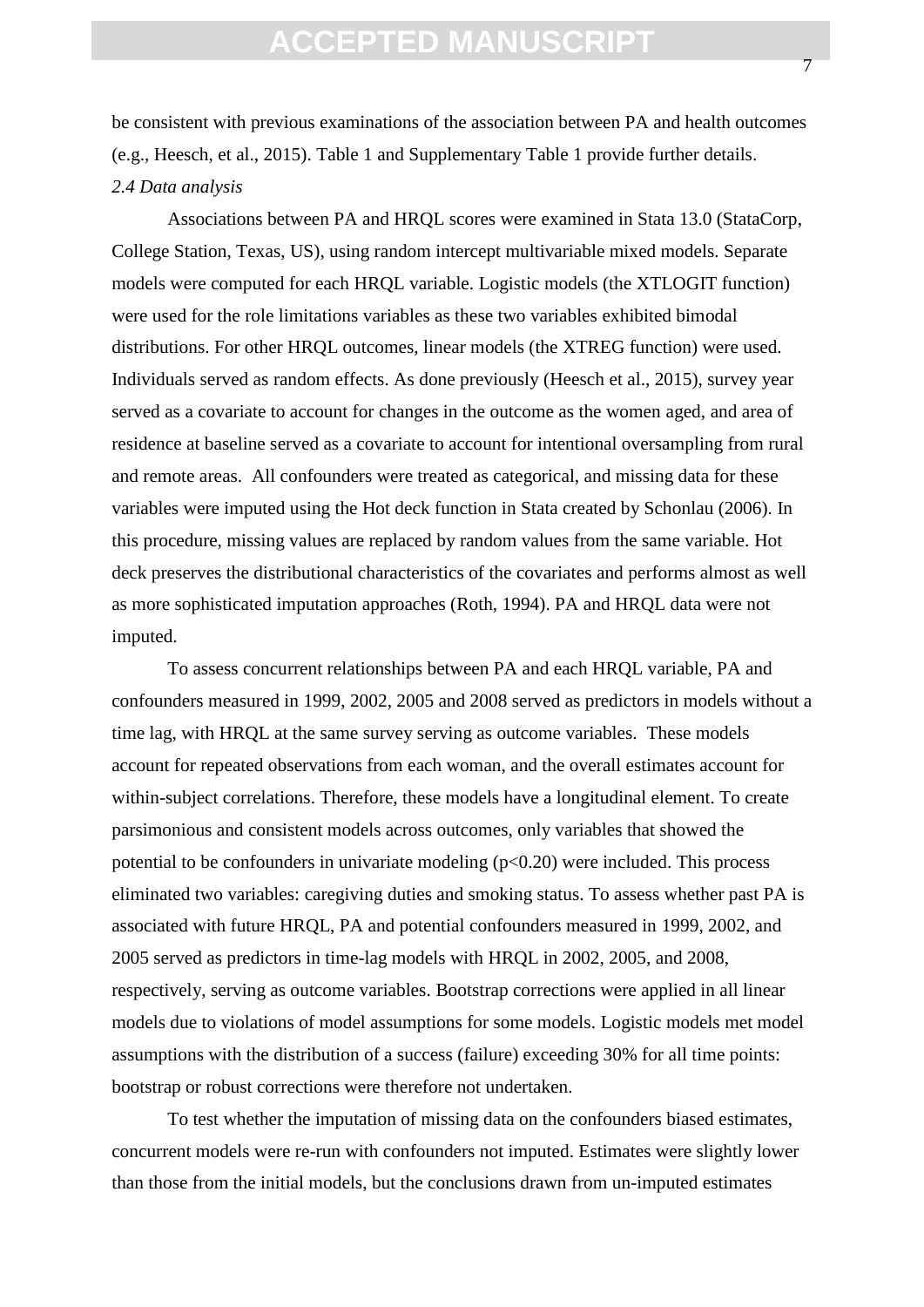be consistent with previous examinations of the association between PA and health outcomes (e.g., Heesch, et al., 2015). Table 1 and Supplementary Table 1 provide further details.

*2.4 Data analysis*

Associations between PA and HRQL scores were examined in Stata 13.0 (StataCorp, College Station, Texas, US), using random intercept multivariable mixed models. Separate models were computed for each HRQL variable. Logistic models (the XTLOGIT function) were used for the role limitations variables as these two variables exhibited bimodal distributions. For other HRQL outcomes, linear models (the XTREG function) were used. Individuals served as random effects. As done previously (Heesch et al., 2015), survey year served as a covariate to account for changes in the outcome as the women aged, and area of residence at baseline served as a covariate to account for intentional oversampling from rural and remote areas. All confounders were treated as categorical, and missing data for these variables were imputed using the Hot deck function in Stata created by Schonlau (2006). In this procedure, missing values are replaced by random values from the same variable. Hot deck preserves the distributional characteristics of the covariates and performs almost as well as more sophisticated imputation approaches (Roth, 1994). PA and HRQL data were not imputed.

To assess concurrent relationships between PA and each HRQL variable, PA and confounders measured in 1999, 2002, 2005 and 2008 served as predictors in models without a time lag, with HRQL at the same survey serving as outcome variables. These models account for repeated observations from each woman, and the overall estimates account for within-subject correlations. Therefore, these models have a longitudinal element. To create parsimonious and consistent models across outcomes, only variables that showed the potential to be confounders in univariate modeling ($p<0.20$) were included. This process eliminated two variables: caregiving duties and smoking status. To assess whether past PA is associated with future HRQL, PA and potential confounders measured in 1999, 2002, and 2005 served as predictors in time-lag models with HRQL in 2002, 2005, and 2008, respectively, serving as outcome variables. Bootstrap corrections were applied in all linear models due to violations of model assumptions for some models. Logistic models met model assumptions with the distribution of a success (failure) exceeding 30% for all time points: bootstrap or robust corrections were therefore not undertaken.

To test whether the imputation of missing data on the confounders biased estimates, concurrent models were re-run with confounders not imputed. Estimates were slightly lower than those from the initial models, but the conclusions drawn from un-imputed estimates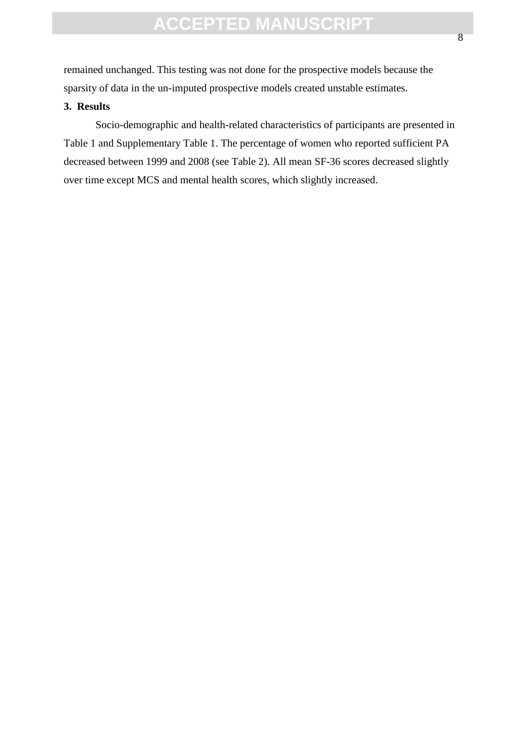remained unchanged. This testing was not done for the prospective models because the sparsity of data in the un-imputed prospective models created unstable estimates.

## 3. Results

Socio-demographic and health-related characteristics of participants are presented in Table 1 and Supplementary Table 1. The percentage of women who reported sufficient PA decreased between 1999 and 2008 (see Table 2). All mean SF-36 scores decreased slightly over time except MCS and mental health scores, which slightly increased.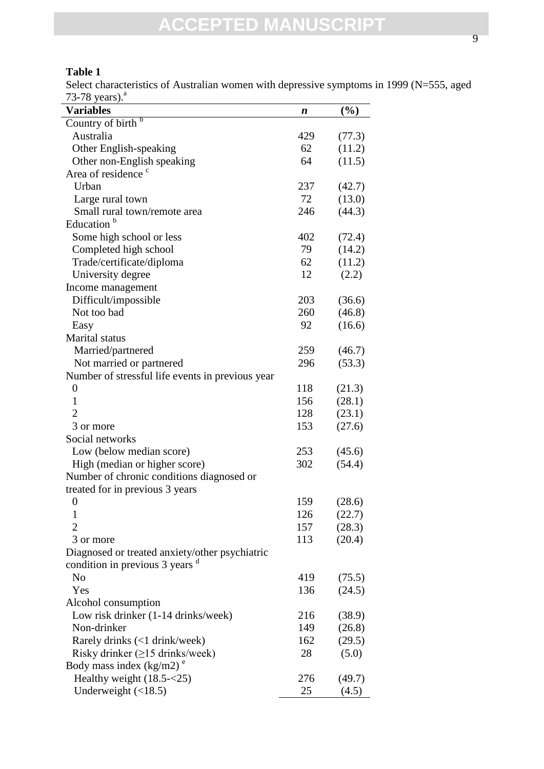**Table 1**

Select characteristics of Australian women with depressive symptoms in 1999 (N=555, aged 73-78 years).[a]

| Variables | *n* | (%) |
|---|---|---|
| Country of birth [b] | | |
| Australia | 429 | (77.3) |
| Other English-speaking | 62 | (11.2) |
| Other non-English speaking | 64 | (11.5) |
| Area of residence [c] | | |
| Urban | 237 | (42.7) |
| Large rural town | 72 | (13.0) |
| Small rural town/remote area | 246 | (44.3) |
| Education [b] | | |
| Some high school or less | 402 | (72.4) |
| Completed high school | 79 | (14.2) |
| Trade/certificate/diploma | 62 | (11.2) |
| University degree | 12 | (2.2) |
| Income management | | |
| Difficult/impossible | 203 | (36.6) |
| Not too bad | 260 | (46.8) |
| Easy | 92 | (16.6) |
| Marital status | | |
| Married/partnered | 259 | (46.7) |
| Not married or partnered | 296 | (53.3) |
| Number of stressful life events in previous year | | |
| 0 | 118 | (21.3) |
| 1 | 156 | (28.1) |
| 2 | 128 | (23.1) |
| 3 or more | 153 | (27.6) |
| Social networks | | |
| Low (below median score) | 253 | (45.6) |
| High (median or higher score) | 302 | (54.4) |
| Number of chronic conditions diagnosed or treated for in previous 3 years | | |
| 0 | 159 | (28.6) |
| 1 | 126 | (22.7) |
| 2 | 157 | (28.3) |
| 3 or more | 113 | (20.4) |
| Diagnosed or treated anxiety/other psychiatric condition in previous 3 years [d] | | |
| No | 419 | (75.5) |
| Yes | 136 | (24.5) |
| Alcohol consumption | | |
| Low risk drinker (1-14 drinks/week) | 216 | (38.9) |
| Non-drinker | 149 | (26.8) |
| Rarely drinks (<1 drink/week) | 162 | (29.5) |
| Risky drinker (≥15 drinks/week) | 28 | (5.0) |
| Body mass index (kg/m2) [e] | | |
| Healthy weight (18.5-<25) | 276 | (49.7) |
| Underweight (<18.5) | 25 | (4.5) |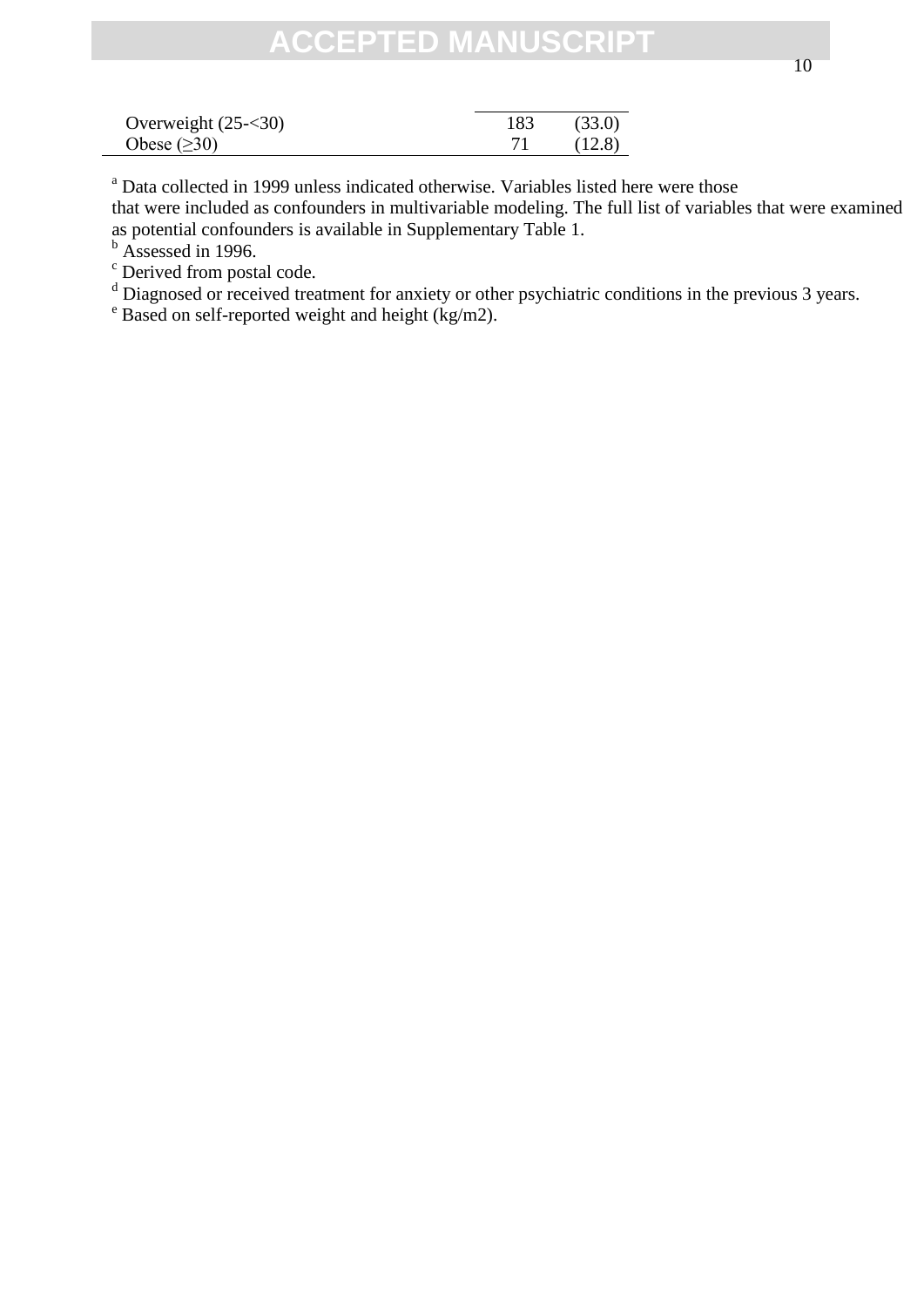| | | |
|---|---|---|
| Overweight (25-<30) | 183 | (33.0) |
| Obese (≥30) | 71 | (12.8) |

[a] Data collected in 1999 unless indicated otherwise. Variables listed here were those that were included as confounders in multivariable modeling. The full list of variables that were examined as potential confounders is available in Supplementary Table 1.

[b] Assessed in 1996.

[c] Derived from postal code.

[d] Diagnosed or received treatment for anxiety or other psychiatric conditions in the previous 3 years.

[e] Based on self-reported weight and height (kg/m2).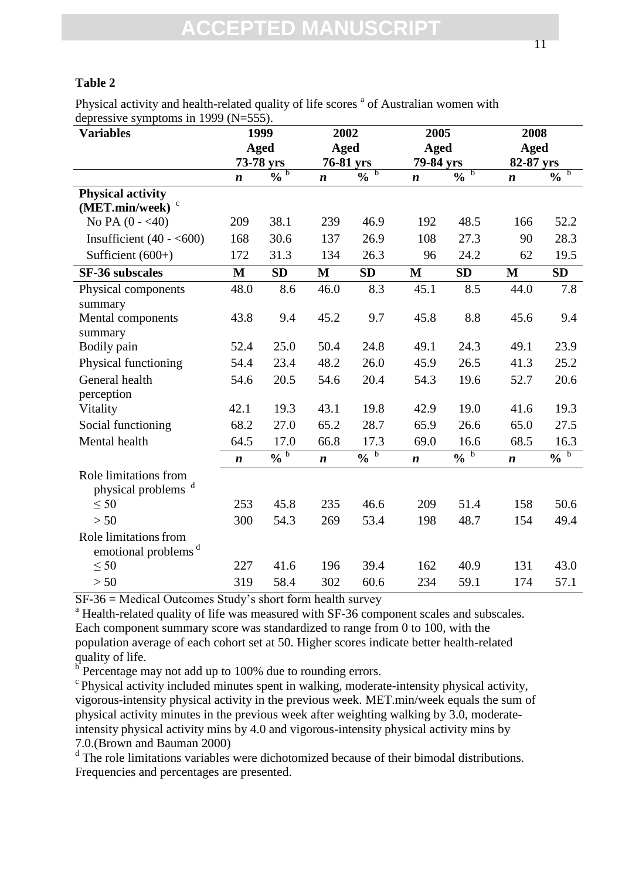**Table 2**

Physical activity and health-related quality of life scores [a] of Australian women with depressive symptoms in 1999 (N=555).

| Variables | 1999 Aged 73-78 yrs | | 2002 Aged 76-81 yrs | | 2005 Aged 79-84 yrs | | 2008 Aged 82-87 yrs | |
|---|---|---|---|---|---|---|---|---|
| | ***n*** | **%** [b] | ***n*** | **%** [b] | ***n*** | **%** [b] | ***n*** | **%** [b] |
| **Physical activity (MET.min/week)** [c] | | | | | | | | |
| No PA (0 - <40) | 209 | 38.1 | 239 | 46.9 | 192 | 48.5 | 166 | 52.2 |
| Insufficient (40 - <600) | 168 | 30.6 | 137 | 26.9 | 108 | 27.3 | 90 | 28.3 |
| Sufficient (600+) | 172 | 31.3 | 134 | 26.3 | 96 | 24.2 | 62 | 19.5 |
| **SF-36 subscales** | **M** | **SD** | **M** | **SD** | **M** | **SD** | **M** | **SD** |
| Physical components summary | 48.0 | 8.6 | 46.0 | 8.3 | 45.1 | 8.5 | 44.0 | 7.8 |
| Mental components summary | 43.8 | 9.4 | 45.2 | 9.7 | 45.8 | 8.8 | 45.6 | 9.4 |
| Bodily pain | 52.4 | 25.0 | 50.4 | 24.8 | 49.1 | 24.3 | 49.1 | 23.9 |
| Physical functioning | 54.4 | 23.4 | 48.2 | 26.0 | 45.9 | 26.5 | 41.3 | 25.2 |
| General health perception | 54.6 | 20.5 | 54.6 | 20.4 | 54.3 | 19.6 | 52.7 | 20.6 |
| Vitality | 42.1 | 19.3 | 43.1 | 19.8 | 42.9 | 19.0 | 41.6 | 19.3 |
| Social functioning | 68.2 | 27.0 | 65.2 | 28.7 | 65.9 | 26.6 | 65.0 | 27.5 |
| Mental health | 64.5 | 17.0 | 66.8 | 17.3 | 69.0 | 16.6 | 68.5 | 16.3 |
| | ***n*** | **%** [b] | ***n*** | **%** [b] | ***n*** | **%** [b] | ***n*** | **%** [b] |
| Role limitations from physical problems [d] | | | | | | | | |
| ≤ 50 | 253 | 45.8 | 235 | 46.6 | 209 | 51.4 | 158 | 50.6 |
| > 50 | 300 | 54.3 | 269 | 53.4 | 198 | 48.7 | 154 | 49.4 |
| Role limitations from emotional problems [d] | | | | | | | | |
| ≤ 50 | 227 | 41.6 | 196 | 39.4 | 162 | 40.9 | 131 | 43.0 |
| > 50 | 319 | 58.4 | 302 | 60.6 | 234 | 59.1 | 174 | 57.1 |

SF-36 = Medical Outcomes Study's short form health survey

[a] Health-related quality of life was measured with SF-36 component scales and subscales. Each component summary score was standardized to range from 0 to 100, with the population average of each cohort set at 50. Higher scores indicate better health-related quality of life.

[b] Percentage may not add up to 100% due to rounding errors.

[c] Physical activity included minutes spent in walking, moderate-intensity physical activity, vigorous-intensity physical activity in the previous week. MET.min/week equals the sum of physical activity minutes in the previous week after weighting walking by 3.0, moderate-intensity physical activity mins by 4.0 and vigorous-intensity physical activity mins by 7.0.(Brown and Bauman 2000)

[d] The role limitations variables were dichotomized because of their bimodal distributions. Frequencies and percentages are presented.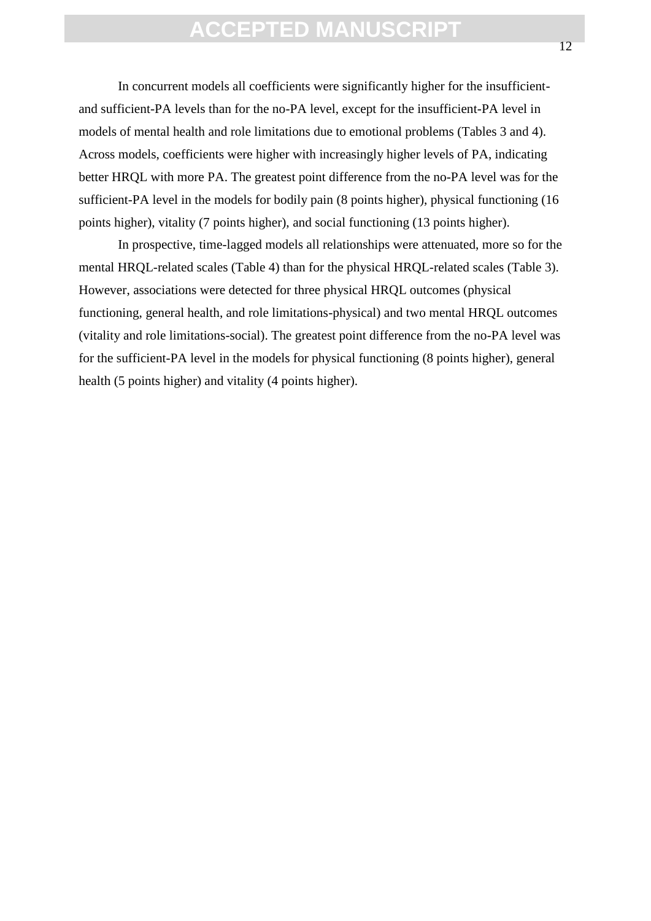In concurrent models all coefficients were significantly higher for the insufficient- and sufficient-PA levels than for the no-PA level, except for the insufficient-PA level in models of mental health and role limitations due to emotional problems (Tables 3 and 4). Across models, coefficients were higher with increasingly higher levels of PA, indicating better HRQL with more PA. The greatest point difference from the no-PA level was for the sufficient-PA level in the models for bodily pain (8 points higher), physical functioning (16 points higher), vitality (7 points higher), and social functioning (13 points higher).

In prospective, time-lagged models all relationships were attenuated, more so for the mental HRQL-related scales (Table 4) than for the physical HRQL-related scales (Table 3). However, associations were detected for three physical HRQL outcomes (physical functioning, general health, and role limitations-physical) and two mental HRQL outcomes (vitality and role limitations-social). The greatest point difference from the no-PA level was for the sufficient-PA level in the models for physical functioning (8 points higher), general health (5 points higher) and vitality (4 points higher).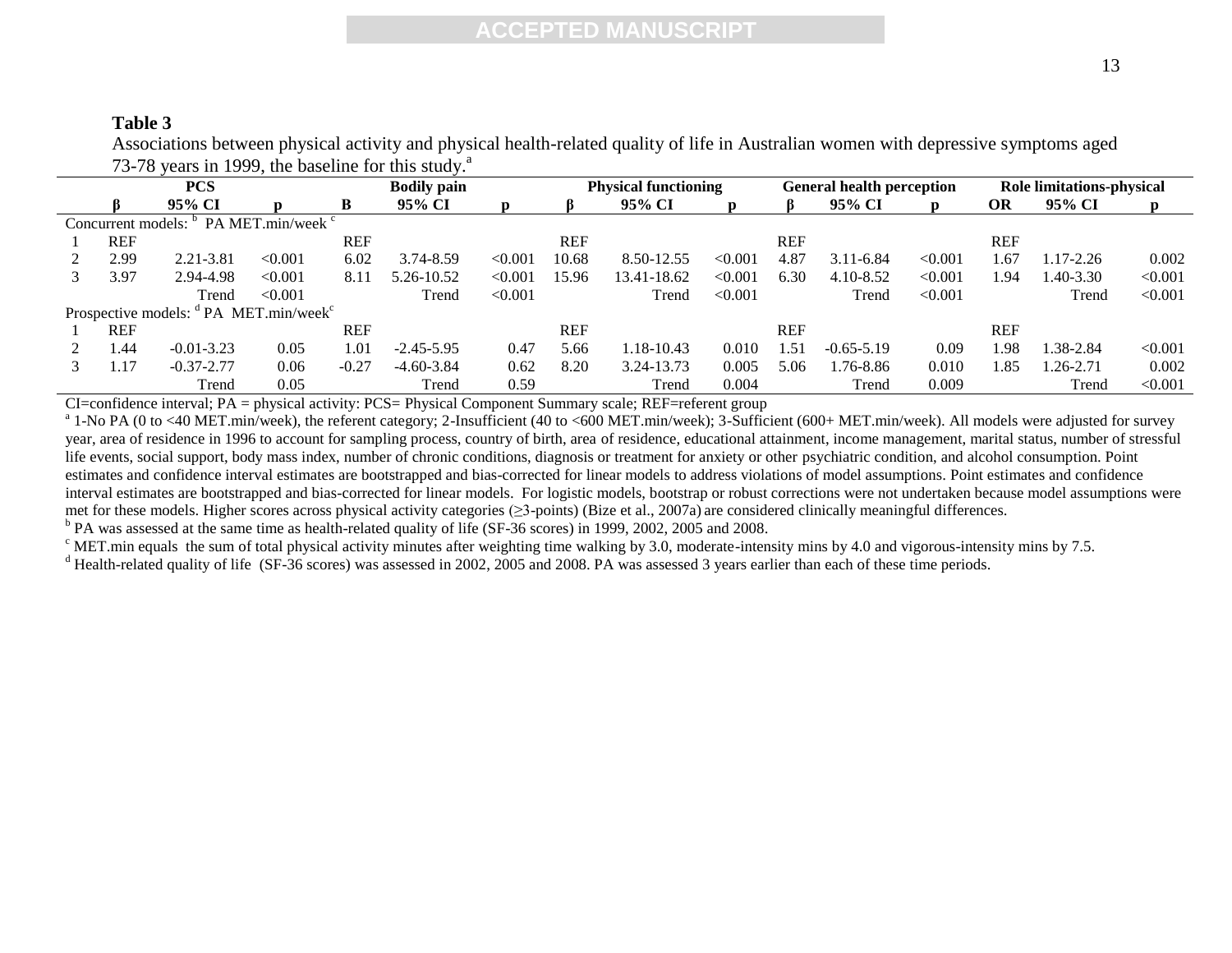**Table 3**

Associations between physical activity and physical health-related quality of life in Australian women with depressive symptoms aged 73-78 years in 1999, the baseline for this study.[a]

| | PCS | | | Bodily pain | | | Physical functioning | | | General health perception | | | Role limitations-physical | | |
|---|---|---|---|---|---|---|---|---|---|---|---|---|---|---|---|
| | β | 95% CI | p | B | 95% CI | p | β | 95% CI | p | β | 95% CI | p | OR | 95% CI | p |
| Concurrent models: [b] PA MET.min/week [c] | | | | | | | | | | | | | | | |
| 1 | REF | | | REF | | | REF | | | REF | | | REF | | |
| 2 | 2.99 | 2.21-3.81 | <0.001 | 6.02 | 3.74-8.59 | <0.001 | 10.68 | 8.50-12.55 | <0.001 | 4.87 | 3.11-6.84 | <0.001 | 1.67 | 1.17-2.26 | 0.002 |
| 3 | 3.97 | 2.94-4.98 | <0.001 | 8.11 | 5.26-10.52 | <0.001 | 15.96 | 13.41-18.62 | <0.001 | 6.30 | 4.10-8.52 | <0.001 | 1.94 | 1.40-3.30 | <0.001 |
| | | Trend | <0.001 | | Trend | <0.001 | | Trend | <0.001 | | Trend | <0.001 | | Trend | <0.001 |
| Prospective models: [d] PA MET.min/week[c] | | | | | | | | | | | | | | | |
| 1 | REF | | | REF | | | REF | | | REF | | | REF | | |
| 2 | 1.44 | -0.01-3.23 | 0.05 | 1.01 | -2.45-5.95 | 0.47 | 5.66 | 1.18-10.43 | 0.010 | 1.51 | -0.65-5.19 | 0.09 | 1.98 | 1.38-2.84 | <0.001 |
| 3 | 1.17 | -0.37-2.77 | 0.06 | -0.27 | -4.60-3.84 | 0.62 | 8.20 | 3.24-13.73 | 0.005 | 5.06 | 1.76-8.86 | 0.010 | 1.85 | 1.26-2.71 | 0.002 |
| | | Trend | 0.05 | | Trend | 0.59 | | Trend | 0.004 | | Trend | 0.009 | | Trend | <0.001 |

CI=confidence interval; PA = physical activity: PCS= Physical Component Summary scale; REF=referent group

[a] 1-No PA (0 to <40 MET.min/week), the referent category; 2-Insufficient (40 to <600 MET.min/week); 3-Sufficient (600+ MET.min/week). All models were adjusted for survey year, area of residence in 1996 to account for sampling process, country of birth, area of residence, educational attainment, income management, marital status, number of stressful life events, social support, body mass index, number of chronic conditions, diagnosis or treatment for anxiety or other psychiatric condition, and alcohol consumption. Point estimates and confidence interval estimates are bootstrapped and bias-corrected for linear models to address violations of model assumptions. Point estimates and confidence interval estimates are bootstrapped and bias-corrected for linear models. For logistic models, bootstrap or robust corrections were not undertaken because model assumptions were met for these models. Higher scores across physical activity categories (≥3-points) (Bize et al., 2007a) are considered clinically meaningful differences.

[b] PA was assessed at the same time as health-related quality of life (SF-36 scores) in 1999, 2002, 2005 and 2008.

[c] MET.min equals the sum of total physical activity minutes after weighting time walking by 3.0, moderate-intensity mins by 4.0 and vigorous-intensity mins by 7.5.

[d] Health-related quality of life (SF-36 scores) was assessed in 2002, 2005 and 2008. PA was assessed 3 years earlier than each of these time periods.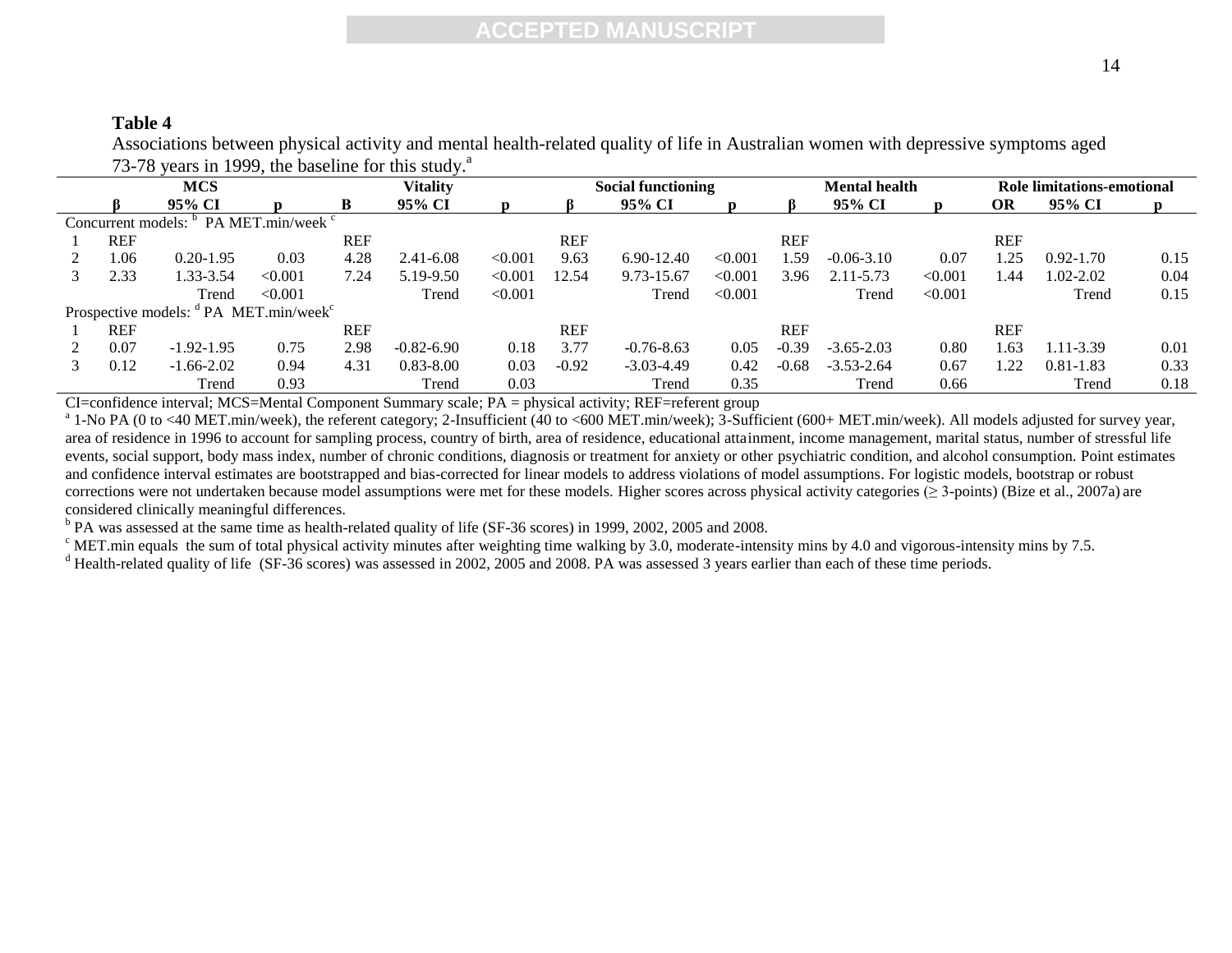**Table 4**

Associations between physical activity and mental health-related quality of life in Australian women with depressive symptoms aged 73-78 years in 1999, the baseline for this study.[a]

| | MCS | | | Vitality | | | Social functioning | | | Mental health | | | Role limitations-emotional | | |
|---|---|---|---|---|---|---|---|---|---|---|---|---|---|---|---|
| | β | 95% CI | p | B | 95% CI | p | β | 95% CI | p | β | 95% CI | p | OR | 95% CI | p |
| Concurrent models: [b] PA MET.min/week [c] | | | | | | | | | | | | | | | |
| 1 | REF | | | REF | | | REF | | | REF | | | REF | | |
| 2 | 1.06 | 0.20-1.95 | 0.03 | 4.28 | 2.41-6.08 | <0.001 | 9.63 | 6.90-12.40 | <0.001 | 1.59 | -0.06-3.10 | 0.07 | 1.25 | 0.92-1.70 | 0.15 |
| 3 | 2.33 | 1.33-3.54 | <0.001 | 7.24 | 5.19-9.50 | <0.001 | 12.54 | 9.73-15.67 | <0.001 | 3.96 | 2.11-5.73 | <0.001 | 1.44 | 1.02-2.02 | 0.04 |
| | | Trend | <0.001 | | Trend | <0.001 | | Trend | <0.001 | | Trend | <0.001 | | Trend | 0.15 |
| Prospective models: [d] PA MET.min/week[c] | | | | | | | | | | | | | | | |
| 1 | REF | | | REF | | | REF | | | REF | | | REF | | |
| 2 | 0.07 | -1.92-1.95 | 0.75 | 2.98 | -0.82-6.90 | 0.18 | 3.77 | -0.76-8.63 | 0.05 | -0.39 | -3.65-2.03 | 0.80 | 1.63 | 1.11-3.39 | 0.01 |
| 3 | 0.12 | -1.66-2.02 | 0.94 | 4.31 | 0.83-8.00 | 0.03 | -0.92 | -3.03-4.49 | 0.42 | -0.68 | -3.53-2.64 | 0.67 | 1.22 | 0.81-1.83 | 0.33 |
| | | Trend | 0.93 | | Trend | 0.03 | | Trend | 0.35 | | Trend | 0.66 | | Trend | 0.18 |

CI=confidence interval; MCS=Mental Component Summary scale; PA = physical activity; REF=referent group

[a] 1-No PA (0 to <40 MET.min/week), the referent category; 2-Insufficient (40 to <600 MET.min/week); 3-Sufficient (600+ MET.min/week). All models adjusted for survey year, area of residence in 1996 to account for sampling process, country of birth, area of residence, educational attainment, income management, marital status, number of stressful life events, social support, body mass index, number of chronic conditions, diagnosis or treatment for anxiety or other psychiatric condition, and alcohol consumption. Point estimates and confidence interval estimates are bootstrapped and bias-corrected for linear models to address violations of model assumptions. For logistic models, bootstrap or robust corrections were not undertaken because model assumptions were met for these models. Higher scores across physical activity categories (≥ 3-points) (Bize et al., 2007a) are considered clinically meaningful differences.

[b] PA was assessed at the same time as health-related quality of life (SF-36 scores) in 1999, 2002, 2005 and 2008.

[c] MET.min equals the sum of total physical activity minutes after weighting time walking by 3.0, moderate-intensity mins by 4.0 and vigorous-intensity mins by 7.5.

[d] Health-related quality of life (SF-36 scores) was assessed in 2002, 2005 and 2008. PA was assessed 3 years earlier than each of these time periods.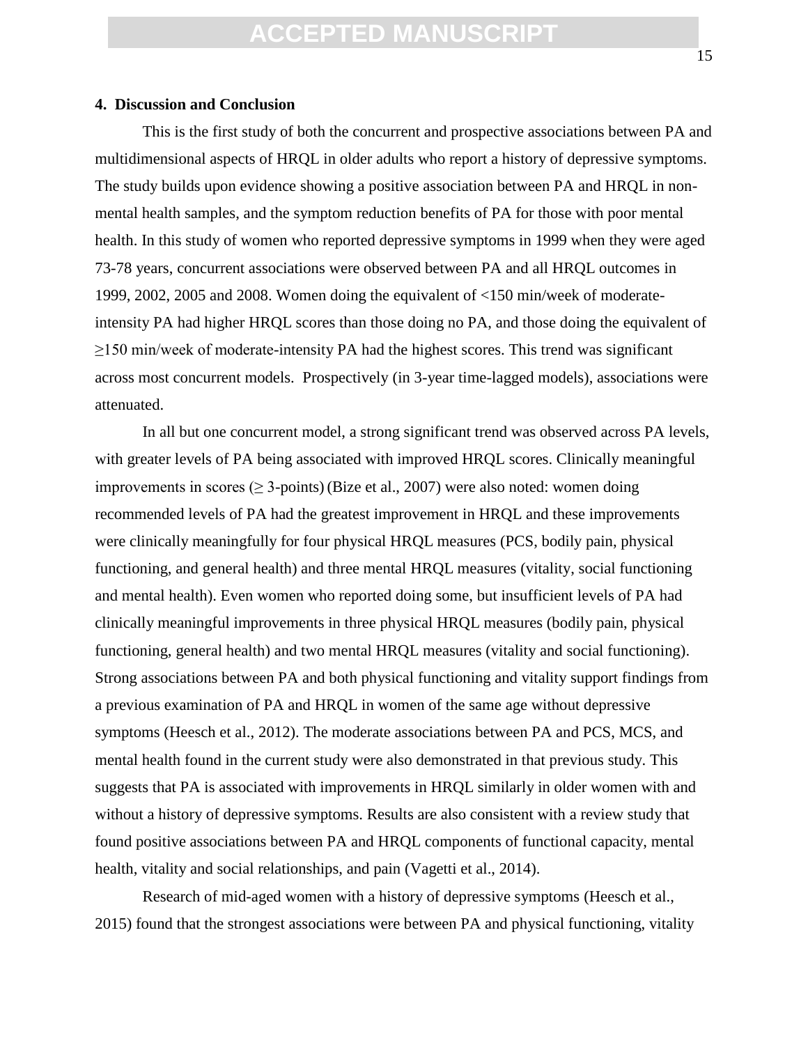## 4. Discussion and Conclusion

This is the first study of both the concurrent and prospective associations between PA and multidimensional aspects of HRQL in older adults who report a history of depressive symptoms. The study builds upon evidence showing a positive association between PA and HRQL in non-mental health samples, and the symptom reduction benefits of PA for those with poor mental health. In this study of women who reported depressive symptoms in 1999 when they were aged 73-78 years, concurrent associations were observed between PA and all HRQL outcomes in 1999, 2002, 2005 and 2008. Women doing the equivalent of <150 min/week of moderate-intensity PA had higher HRQL scores than those doing no PA, and those doing the equivalent of ≥150 min/week of moderate-intensity PA had the highest scores. This trend was significant across most concurrent models. Prospectively (in 3-year time-lagged models), associations were attenuated.

In all but one concurrent model, a strong significant trend was observed across PA levels, with greater levels of PA being associated with improved HRQL scores. Clinically meaningful improvements in scores (≥ 3-points) (Bize et al., 2007) were also noted: women doing recommended levels of PA had the greatest improvement in HRQL and these improvements were clinically meaningfully for four physical HRQL measures (PCS, bodily pain, physical functioning, and general health) and three mental HRQL measures (vitality, social functioning and mental health). Even women who reported doing some, but insufficient levels of PA had clinically meaningful improvements in three physical HRQL measures (bodily pain, physical functioning, general health) and two mental HRQL measures (vitality and social functioning). Strong associations between PA and both physical functioning and vitality support findings from a previous examination of PA and HRQL in women of the same age without depressive symptoms (Heesch et al., 2012). The moderate associations between PA and PCS, MCS, and mental health found in the current study were also demonstrated in that previous study. This suggests that PA is associated with improvements in HRQL similarly in older women with and without a history of depressive symptoms. Results are also consistent with a review study that found positive associations between PA and HRQL components of functional capacity, mental health, vitality and social relationships, and pain (Vagetti et al., 2014).

Research of mid-aged women with a history of depressive symptoms (Heesch et al., 2015) found that the strongest associations were between PA and physical functioning, vitality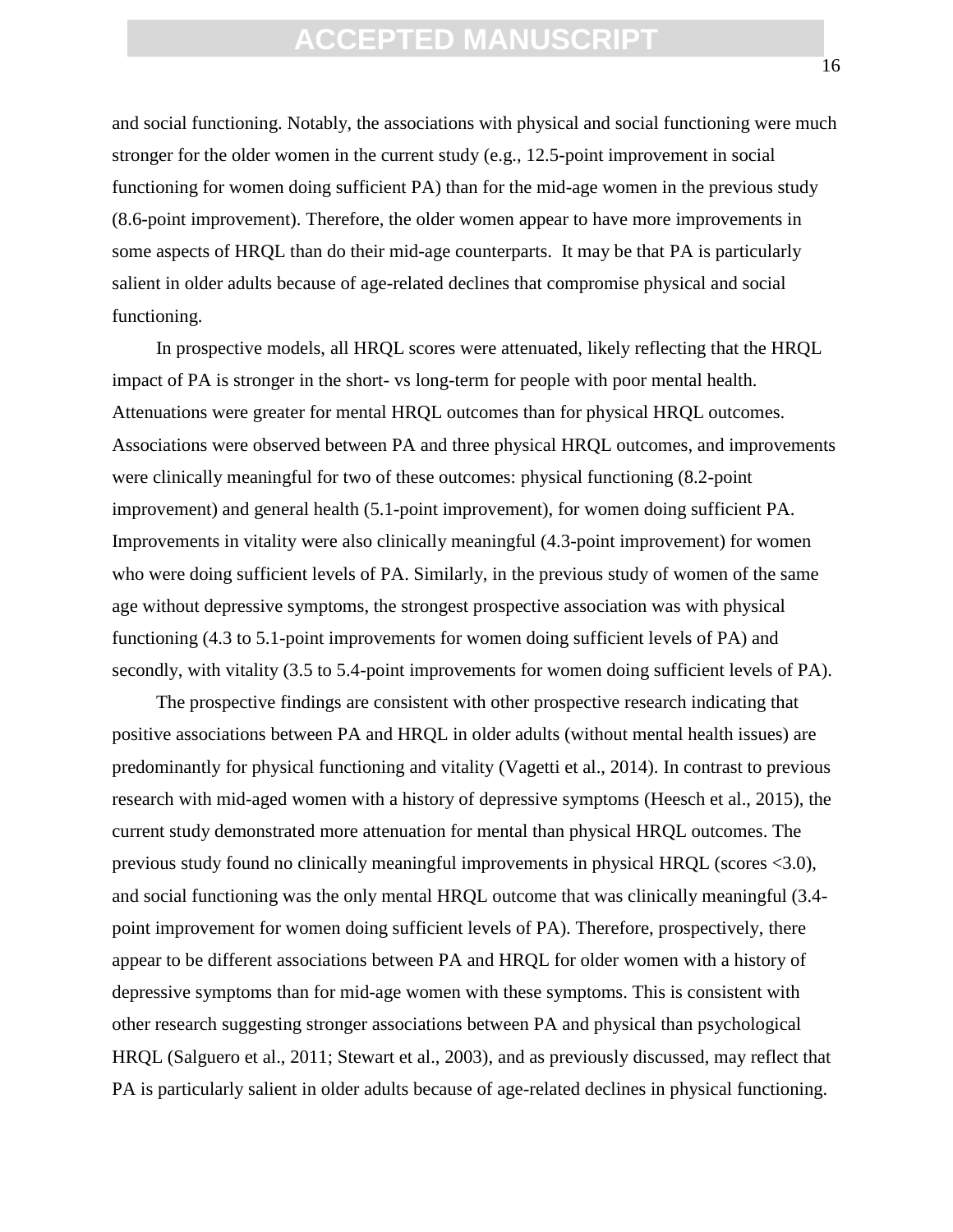and social functioning. Notably, the associations with physical and social functioning were much stronger for the older women in the current study (e.g., 12.5-point improvement in social functioning for women doing sufficient PA) than for the mid-age women in the previous study (8.6-point improvement). Therefore, the older women appear to have more improvements in some aspects of HRQL than do their mid-age counterparts. It may be that PA is particularly salient in older adults because of age-related declines that compromise physical and social functioning.

In prospective models, all HRQL scores were attenuated, likely reflecting that the HRQL impact of PA is stronger in the short- vs long-term for people with poor mental health. Attenuations were greater for mental HRQL outcomes than for physical HRQL outcomes. Associations were observed between PA and three physical HRQL outcomes, and improvements were clinically meaningful for two of these outcomes: physical functioning (8.2-point improvement) and general health (5.1-point improvement), for women doing sufficient PA. Improvements in vitality were also clinically meaningful (4.3-point improvement) for women who were doing sufficient levels of PA. Similarly, in the previous study of women of the same age without depressive symptoms, the strongest prospective association was with physical functioning (4.3 to 5.1-point improvements for women doing sufficient levels of PA) and secondly, with vitality (3.5 to 5.4-point improvements for women doing sufficient levels of PA).

The prospective findings are consistent with other prospective research indicating that positive associations between PA and HRQL in older adults (without mental health issues) are predominantly for physical functioning and vitality (Vagetti et al., 2014). In contrast to previous research with mid-aged women with a history of depressive symptoms (Heesch et al., 2015), the current study demonstrated more attenuation for mental than physical HRQL outcomes. The previous study found no clinically meaningful improvements in physical HRQL (scores <3.0), and social functioning was the only mental HRQL outcome that was clinically meaningful (3.4-point improvement for women doing sufficient levels of PA). Therefore, prospectively, there appear to be different associations between PA and HRQL for older women with a history of depressive symptoms than for mid-age women with these symptoms. This is consistent with other research suggesting stronger associations between PA and physical than psychological HRQL (Salguero et al., 2011; Stewart et al., 2003), and as previously discussed, may reflect that PA is particularly salient in older adults because of age-related declines in physical functioning.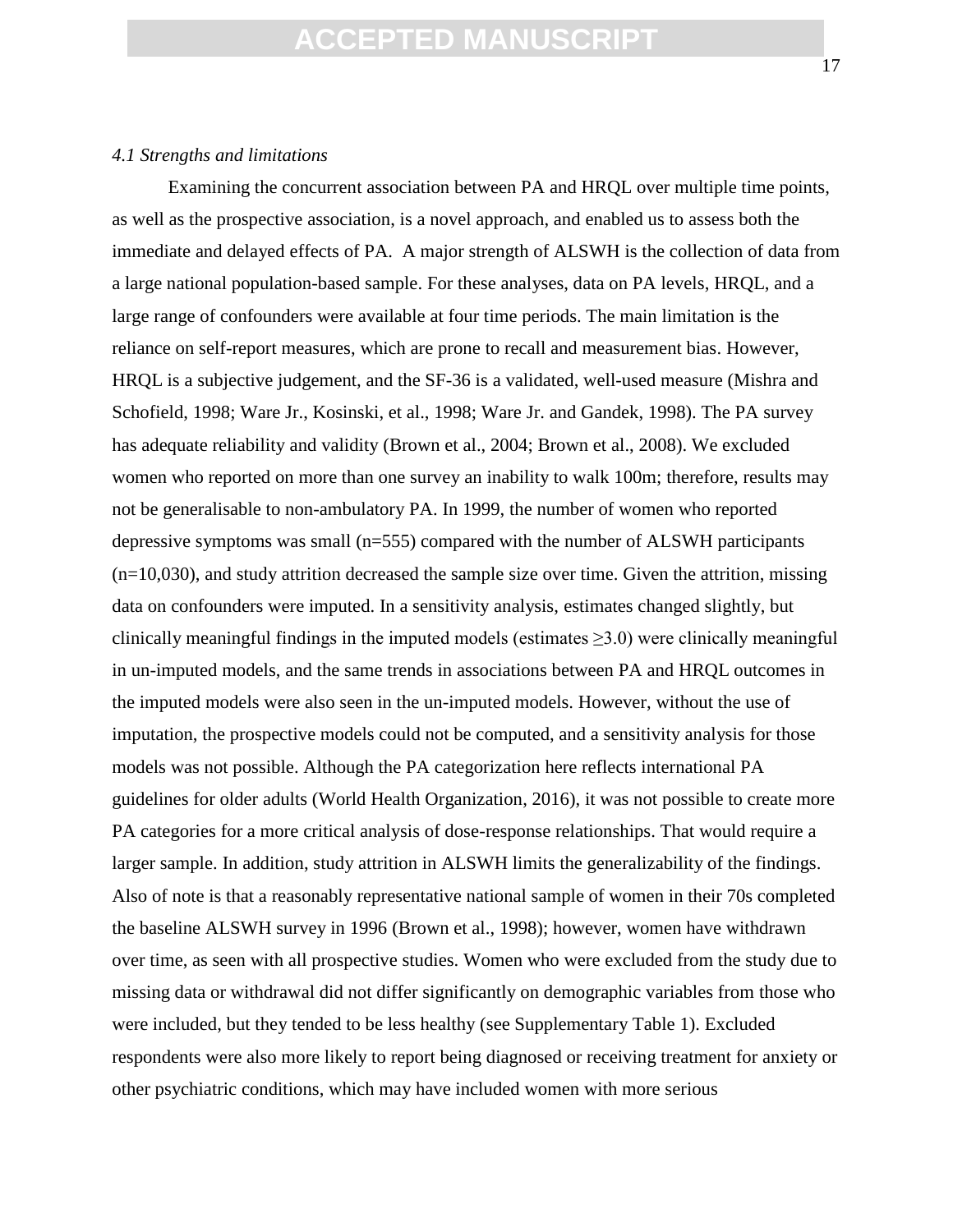*4.1 Strengths and limitations*

Examining the concurrent association between PA and HRQL over multiple time points, as well as the prospective association, is a novel approach, and enabled us to assess both the immediate and delayed effects of PA. A major strength of ALSWH is the collection of data from a large national population-based sample. For these analyses, data on PA levels, HRQL, and a large range of confounders were available at four time periods. The main limitation is the reliance on self-report measures, which are prone to recall and measurement bias. However, HRQL is a subjective judgement, and the SF-36 is a validated, well-used measure (Mishra and Schofield, 1998; Ware Jr., Kosinski, et al., 1998; Ware Jr. and Gandek, 1998). The PA survey has adequate reliability and validity (Brown et al., 2004; Brown et al., 2008). We excluded women who reported on more than one survey an inability to walk 100m; therefore, results may not be generalisable to non-ambulatory PA. In 1999, the number of women who reported depressive symptoms was small (n=555) compared with the number of ALSWH participants (n=10,030), and study attrition decreased the sample size over time. Given the attrition, missing data on confounders were imputed. In a sensitivity analysis, estimates changed slightly, but clinically meaningful findings in the imputed models (estimates ≥3.0) were clinically meaningful in un-imputed models, and the same trends in associations between PA and HRQL outcomes in the imputed models were also seen in the un-imputed models. However, without the use of imputation, the prospective models could not be computed, and a sensitivity analysis for those models was not possible. Although the PA categorization here reflects international PA guidelines for older adults (World Health Organization, 2016), it was not possible to create more PA categories for a more critical analysis of dose-response relationships. That would require a larger sample. In addition, study attrition in ALSWH limits the generalizability of the findings. Also of note is that a reasonably representative national sample of women in their 70s completed the baseline ALSWH survey in 1996 (Brown et al., 1998); however, women have withdrawn over time, as seen with all prospective studies. Women who were excluded from the study due to missing data or withdrawal did not differ significantly on demographic variables from those who were included, but they tended to be less healthy (see Supplementary Table 1). Excluded respondents were also more likely to report being diagnosed or receiving treatment for anxiety or other psychiatric conditions, which may have included women with more serious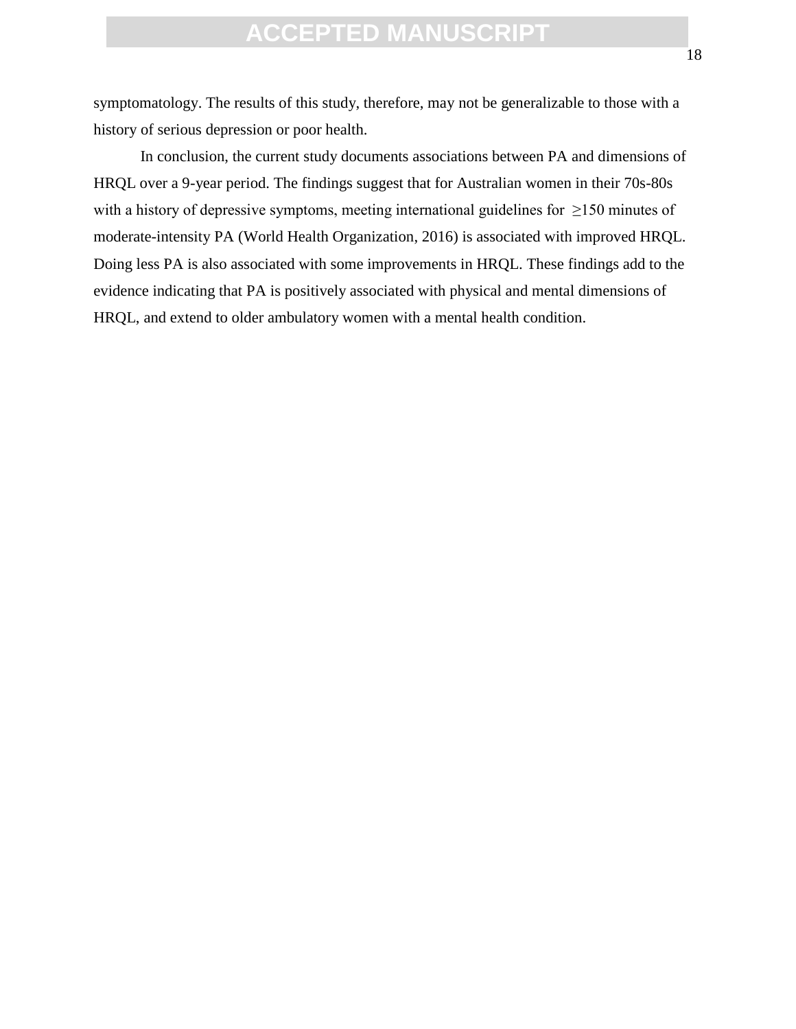symptomatology. The results of this study, therefore, may not be generalizable to those with a history of serious depression or poor health.

In conclusion, the current study documents associations between PA and dimensions of HRQL over a 9-year period. The findings suggest that for Australian women in their 70s-80s with a history of depressive symptoms, meeting international guidelines for $\geq$150 minutes of moderate-intensity PA (World Health Organization, 2016) is associated with improved HRQL. Doing less PA is also associated with some improvements in HRQL. These findings add to the evidence indicating that PA is positively associated with physical and mental dimensions of HRQL, and extend to older ambulatory women with a mental health condition.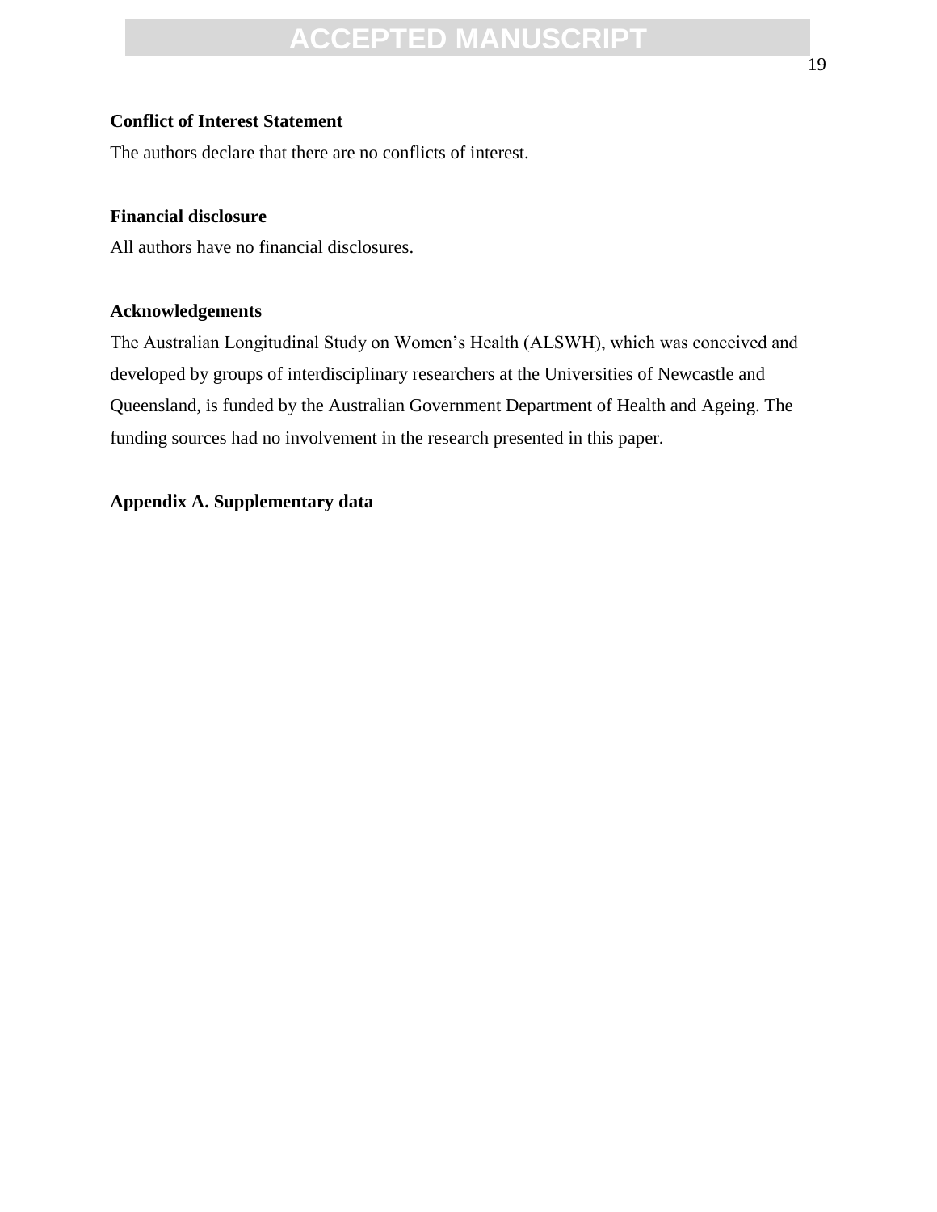**Conflict of Interest Statement**

The authors declare that there are no conflicts of interest.

**Financial disclosure**

All authors have no financial disclosures.

**Acknowledgements**

The Australian Longitudinal Study on Women's Health (ALSWH), which was conceived and developed by groups of interdisciplinary researchers at the Universities of Newcastle and Queensland, is funded by the Australian Government Department of Health and Ageing. The funding sources had no involvement in the research presented in this paper.

**Appendix A. Supplementary data**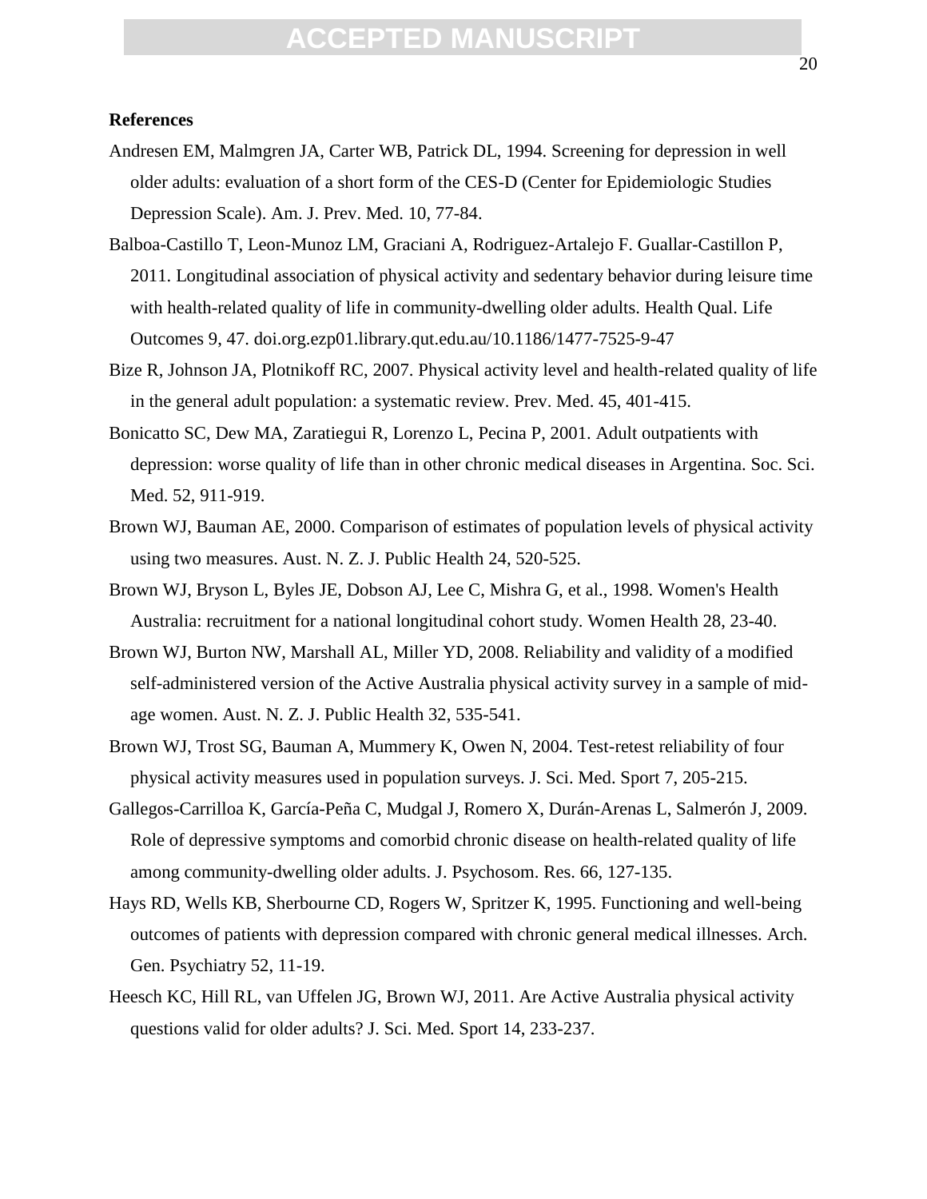**References**

Andresen EM, Malmgren JA, Carter WB, Patrick DL, 1994. Screening for depression in well older adults: evaluation of a short form of the CES-D (Center for Epidemiologic Studies Depression Scale). Am. J. Prev. Med. 10, 77-84.

Balboa-Castillo T, Leon-Munoz LM, Graciani A, Rodriguez-Artalejo F. Guallar-Castillon P, 2011. Longitudinal association of physical activity and sedentary behavior during leisure time with health-related quality of life in community-dwelling older adults. Health Qual. Life Outcomes 9, 47. doi.org.ezp01.library.qut.edu.au/10.1186/1477-7525-9-47

Bize R, Johnson JA, Plotnikoff RC, 2007. Physical activity level and health-related quality of life in the general adult population: a systematic review. Prev. Med. 45, 401-415.

Bonicatto SC, Dew MA, Zaratiegui R, Lorenzo L, Pecina P, 2001. Adult outpatients with depression: worse quality of life than in other chronic medical diseases in Argentina. Soc. Sci. Med. 52, 911-919.

Brown WJ, Bauman AE, 2000. Comparison of estimates of population levels of physical activity using two measures. Aust. N. Z. J. Public Health 24, 520-525.

Brown WJ, Bryson L, Byles JE, Dobson AJ, Lee C, Mishra G, et al., 1998. Women's Health Australia: recruitment for a national longitudinal cohort study. Women Health 28, 23-40.

Brown WJ, Burton NW, Marshall AL, Miller YD, 2008. Reliability and validity of a modified self-administered version of the Active Australia physical activity survey in a sample of mid-age women. Aust. N. Z. J. Public Health 32, 535-541.

Brown WJ, Trost SG, Bauman A, Mummery K, Owen N, 2004. Test-retest reliability of four physical activity measures used in population surveys. J. Sci. Med. Sport 7, 205-215.

Gallegos-Carrilloa K, García-Peña C, Mudgal J, Romero X, Durán-Arenas L, Salmerón J, 2009. Role of depressive symptoms and comorbid chronic disease on health-related quality of life among community-dwelling older adults. J. Psychosom. Res. 66, 127-135.

Hays RD, Wells KB, Sherbourne CD, Rogers W, Spritzer K, 1995. Functioning and well-being outcomes of patients with depression compared with chronic general medical illnesses. Arch. Gen. Psychiatry 52, 11-19.

Heesch KC, Hill RL, van Uffelen JG, Brown WJ, 2011. Are Active Australia physical activity questions valid for older adults? J. Sci. Med. Sport 14, 233-237.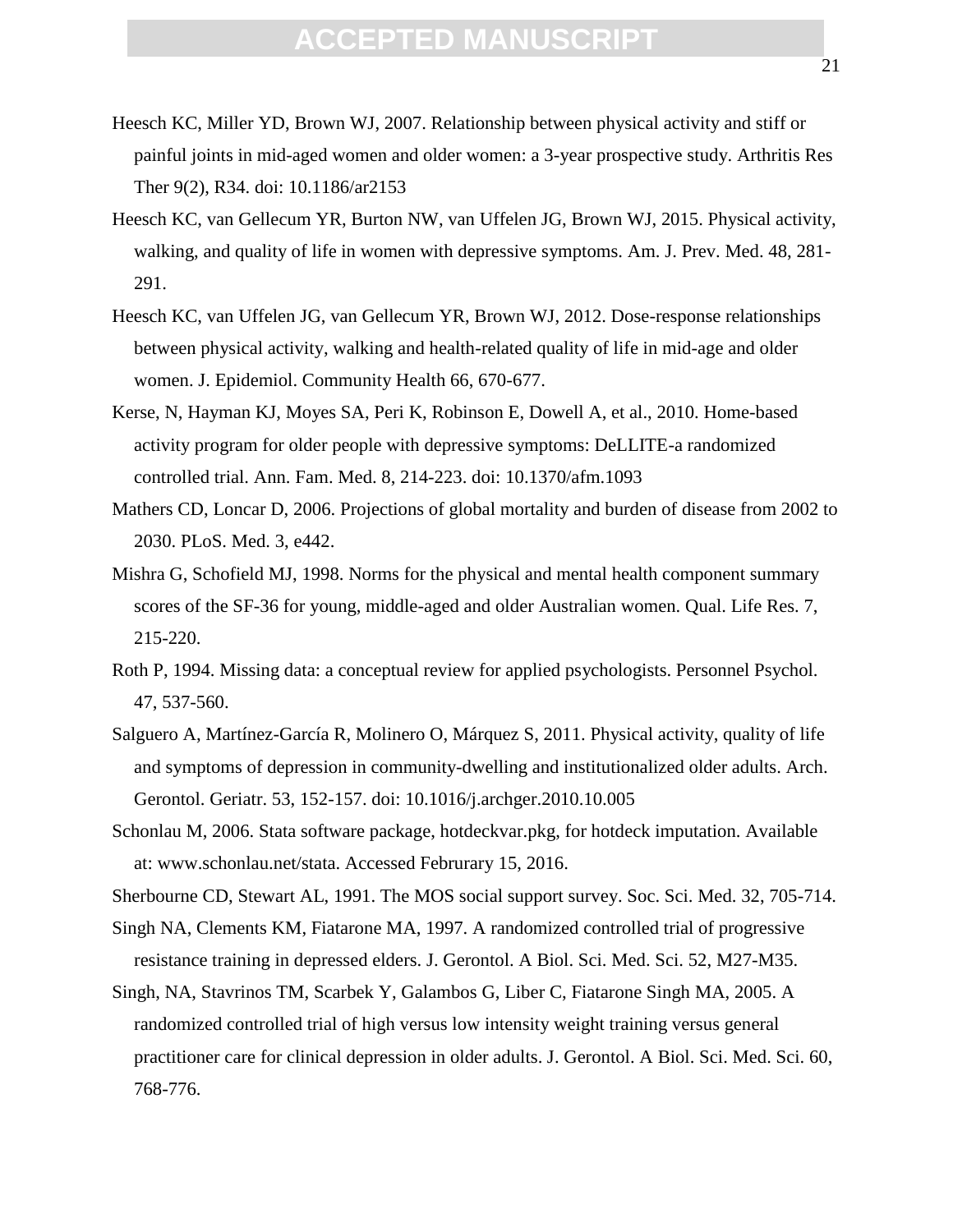Heesch KC, Miller YD, Brown WJ, 2007. Relationship between physical activity and stiff or painful joints in mid-aged women and older women: a 3-year prospective study. Arthritis Res Ther 9(2), R34. doi: 10.1186/ar2153

Heesch KC, van Gellecum YR, Burton NW, van Uffelen JG, Brown WJ, 2015. Physical activity, walking, and quality of life in women with depressive symptoms. Am. J. Prev. Med. 48, 281-291.

Heesch KC, van Uffelen JG, van Gellecum YR, Brown WJ, 2012. Dose-response relationships between physical activity, walking and health-related quality of life in mid-age and older women. J. Epidemiol. Community Health 66, 670-677.

Kerse, N, Hayman KJ, Moyes SA, Peri K, Robinson E, Dowell A, et al., 2010. Home-based activity program for older people with depressive symptoms: DeLLITE-a randomized controlled trial. Ann. Fam. Med. 8, 214-223. doi: 10.1370/afm.1093

Mathers CD, Loncar D, 2006. Projections of global mortality and burden of disease from 2002 to 2030. PLoS. Med. 3, e442.

Mishra G, Schofield MJ, 1998. Norms for the physical and mental health component summary scores of the SF-36 for young, middle-aged and older Australian women. Qual. Life Res. 7, 215-220.

Roth P, 1994. Missing data: a conceptual review for applied psychologists. Personnel Psychol. 47, 537-560.

Salguero A, Martínez-García R, Molinero O, Márquez S, 2011. Physical activity, quality of life and symptoms of depression in community-dwelling and institutionalized older adults. Arch. Gerontol. Geriatr. 53, 152-157. doi: 10.1016/j.archger.2010.10.005

Schonlau M, 2006. Stata software package, hotdeckvar.pkg, for hotdeck imputation. Available at: www.schonlau.net/stata. Accessed Februrary 15, 2016.

Sherbourne CD, Stewart AL, 1991. The MOS social support survey. Soc. Sci. Med. 32, 705-714.

Singh NA, Clements KM, Fiatarone MA, 1997. A randomized controlled trial of progressive resistance training in depressed elders. J. Gerontol. A Biol. Sci. Med. Sci. 52, M27-M35.

Singh, NA, Stavrinos TM, Scarbek Y, Galambos G, Liber C, Fiatarone Singh MA, 2005. A randomized controlled trial of high versus low intensity weight training versus general practitioner care for clinical depression in older adults. J. Gerontol. A Biol. Sci. Med. Sci. 60, 768-776.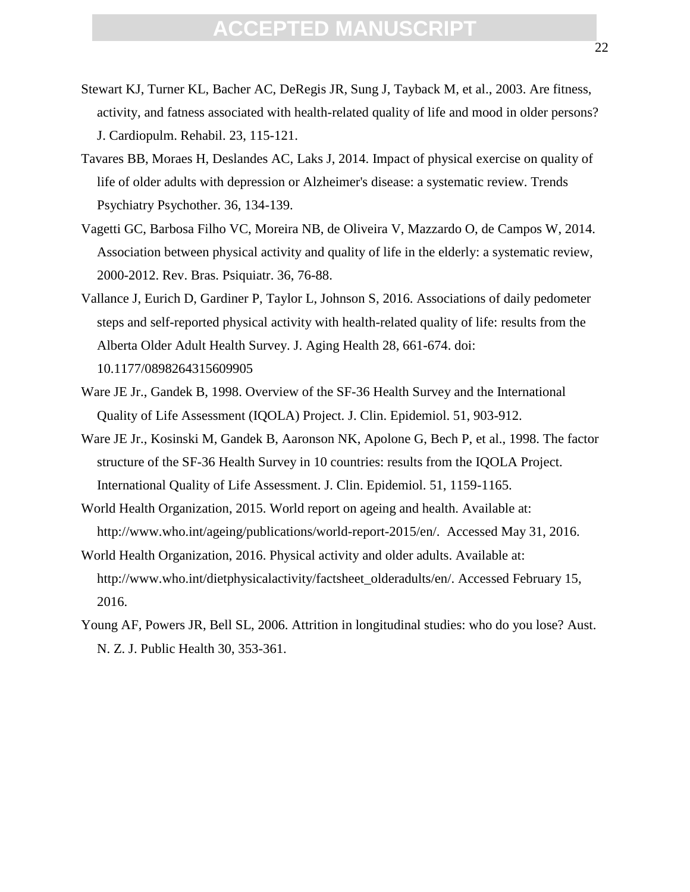Stewart KJ, Turner KL, Bacher AC, DeRegis JR, Sung J, Tayback M, et al., 2003. Are fitness, activity, and fatness associated with health-related quality of life and mood in older persons? J. Cardiopulm. Rehabil. 23, 115-121.

Tavares BB, Moraes H, Deslandes AC, Laks J, 2014. Impact of physical exercise on quality of life of older adults with depression or Alzheimer's disease: a systematic review. Trends Psychiatry Psychother. 36, 134-139.

Vagetti GC, Barbosa Filho VC, Moreira NB, de Oliveira V, Mazzardo O, de Campos W, 2014. Association between physical activity and quality of life in the elderly: a systematic review, 2000-2012. Rev. Bras. Psiquiatr. 36, 76-88.

Vallance J, Eurich D, Gardiner P, Taylor L, Johnson S, 2016. Associations of daily pedometer steps and self-reported physical activity with health-related quality of life: results from the Alberta Older Adult Health Survey. J. Aging Health 28, 661-674. doi: 10.1177/0898264315609905

Ware JE Jr., Gandek B, 1998. Overview of the SF-36 Health Survey and the International Quality of Life Assessment (IQOLA) Project. J. Clin. Epidemiol. 51, 903-912.

Ware JE Jr., Kosinski M, Gandek B, Aaronson NK, Apolone G, Bech P, et al., 1998. The factor structure of the SF-36 Health Survey in 10 countries: results from the IQOLA Project. International Quality of Life Assessment. J. Clin. Epidemiol. 51, 1159-1165.

World Health Organization, 2015. World report on ageing and health. Available at: http://www.who.int/ageing/publications/world-report-2015/en/. Accessed May 31, 2016.

World Health Organization, 2016. Physical activity and older adults. Available at: http://www.who.int/dietphysicalactivity/factsheet_olderadults/en/. Accessed February 15, 2016.

Young AF, Powers JR, Bell SL, 2006. Attrition in longitudinal studies: who do you lose? Aust. N. Z. J. Public Health 30, 353-361.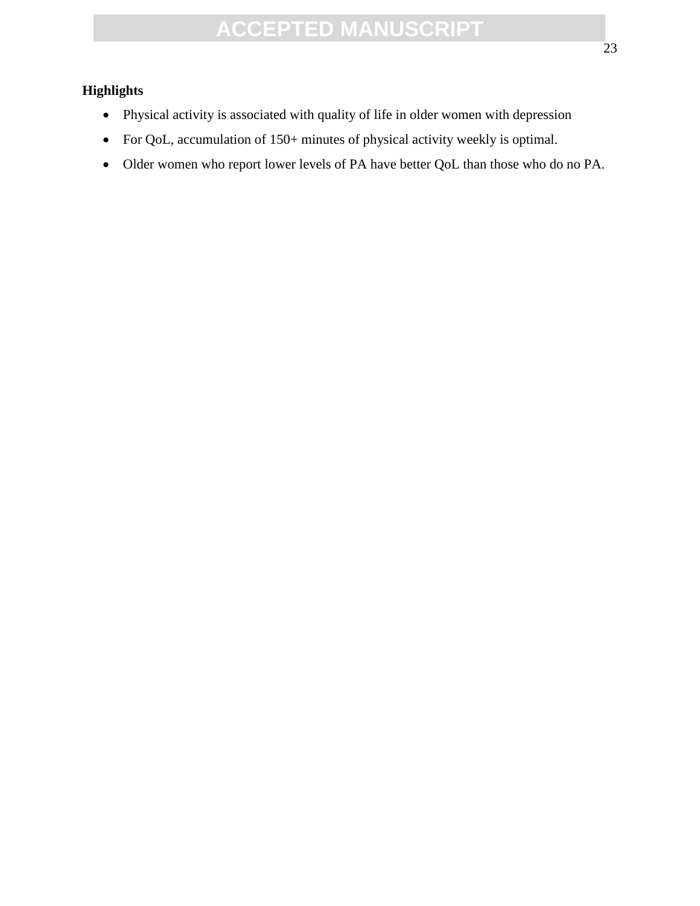**Highlights**

- Physical activity is associated with quality of life in older women with depression
- For QoL, accumulation of 150+ minutes of physical activity weekly is optimal.
- Older women who report lower levels of PA have better QoL than those who do no PA.